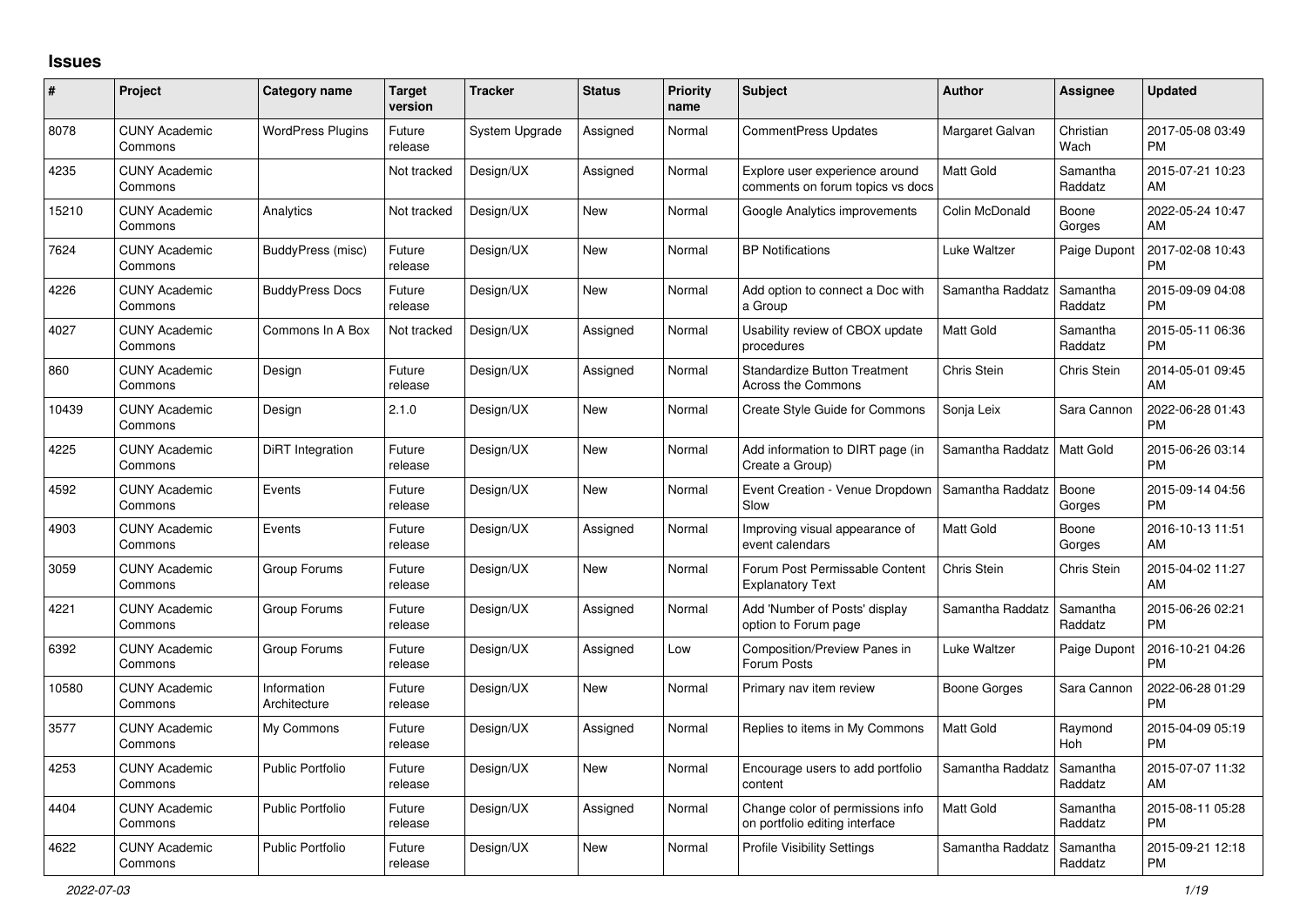# Issues

| # | Project | Category name | Target version | Tracker | Status | Priority name | Subject | Author | Assignee | Updated |
|---|---|---|---|---|---|---|---|---|---|---|
| 8078 | CUNY Academic Commons | WordPress Plugins | Future release | System Upgrade | Assigned | Normal | CommentPress Updates | Margaret Galvan | Christian Wach | 2017-05-08 03:49 PM |
| 4235 | CUNY Academic Commons | | Not tracked | Design/UX | Assigned | Normal | Explore user experience around comments on forum topics vs docs | Matt Gold | Samantha Raddatz | 2015-07-21 10:23 AM |
| 15210 | CUNY Academic Commons | Analytics | Not tracked | Design/UX | New | Normal | Google Analytics improvements | Colin McDonald | Boone Gorges | 2022-05-24 10:47 AM |
| 7624 | CUNY Academic Commons | BuddyPress (misc) | Future release | Design/UX | New | Normal | BP Notifications | Luke Waltzer | Paige Dupont | 2017-02-08 10:43 PM |
| 4226 | CUNY Academic Commons | BuddyPress Docs | Future release | Design/UX | New | Normal | Add option to connect a Doc with a Group | Samantha Raddatz | Samantha Raddatz | 2015-09-09 04:08 PM |
| 4027 | CUNY Academic Commons | Commons In A Box | Not tracked | Design/UX | Assigned | Normal | Usability review of CBOX update procedures | Matt Gold | Samantha Raddatz | 2015-05-11 06:36 PM |
| 860 | CUNY Academic Commons | Design | Future release | Design/UX | Assigned | Normal | Standardize Button Treatment Across the Commons | Chris Stein | Chris Stein | 2014-05-01 09:45 AM |
| 10439 | CUNY Academic Commons | Design | 2.1.0 | Design/UX | New | Normal | Create Style Guide for Commons | Sonja Leix | Sara Cannon | 2022-06-28 01:43 PM |
| 4225 | CUNY Academic Commons | DiRT Integration | Future release | Design/UX | New | Normal | Add information to DIRT page (in Create a Group) | Samantha Raddatz | Matt Gold | 2015-06-26 03:14 PM |
| 4592 | CUNY Academic Commons | Events | Future release | Design/UX | New | Normal | Event Creation - Venue Dropdown Slow | Samantha Raddatz | Boone Gorges | 2015-09-14 04:56 PM |
| 4903 | CUNY Academic Commons | Events | Future release | Design/UX | Assigned | Normal | Improving visual appearance of event calendars | Matt Gold | Boone Gorges | 2016-10-13 11:51 AM |
| 3059 | CUNY Academic Commons | Group Forums | Future release | Design/UX | New | Normal | Forum Post Permissable Content Explanatory Text | Chris Stein | Chris Stein | 2015-04-02 11:27 AM |
| 4221 | CUNY Academic Commons | Group Forums | Future release | Design/UX | Assigned | Normal | Add 'Number of Posts' display option to Forum page | Samantha Raddatz | Samantha Raddatz | 2015-06-26 02:21 PM |
| 6392 | CUNY Academic Commons | Group Forums | Future release | Design/UX | Assigned | Low | Composition/Preview Panes in Forum Posts | Luke Waltzer | Paige Dupont | 2016-10-21 04:26 PM |
| 10580 | CUNY Academic Commons | Information Architecture | Future release | Design/UX | New | Normal | Primary nav item review | Boone Gorges | Sara Cannon | 2022-06-28 01:29 PM |
| 3577 | CUNY Academic Commons | My Commons | Future release | Design/UX | Assigned | Normal | Replies to items in My Commons | Matt Gold | Raymond Hoh | 2015-04-09 05:19 PM |
| 4253 | CUNY Academic Commons | Public Portfolio | Future release | Design/UX | New | Normal | Encourage users to add portfolio content | Samantha Raddatz | Samantha Raddatz | 2015-07-07 11:32 AM |
| 4404 | CUNY Academic Commons | Public Portfolio | Future release | Design/UX | Assigned | Normal | Change color of permissions info on portfolio editing interface | Matt Gold | Samantha Raddatz | 2015-08-11 05:28 PM |
| 4622 | CUNY Academic Commons | Public Portfolio | Future release | Design/UX | New | Normal | Profile Visibility Settings | Samantha Raddatz | Samantha Raddatz | 2015-09-21 12:18 PM |

*2022-07-03*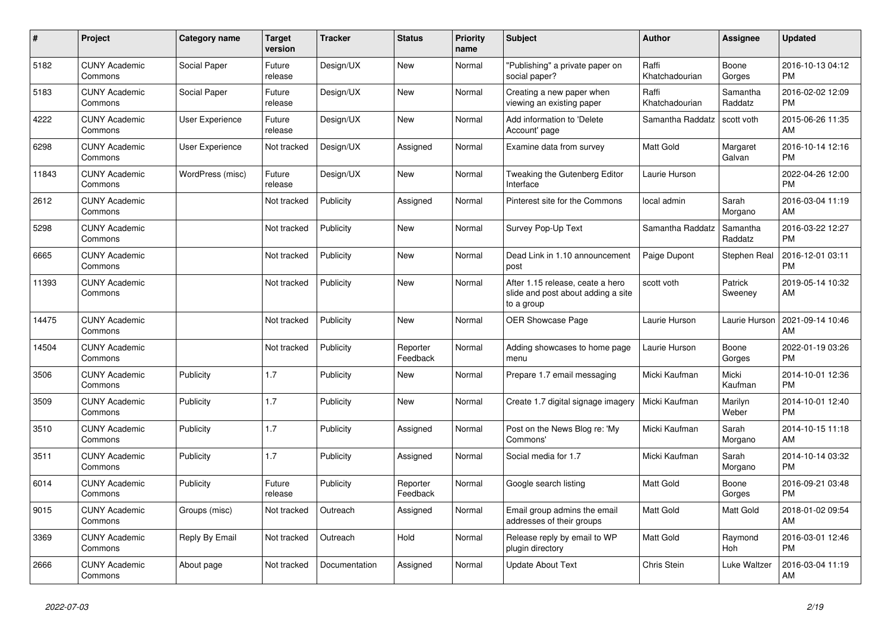| # | Project | Category name | Target version | Tracker | Status | Priority name | Subject | Author | Assignee | Updated |
|---|---|---|---|---|---|---|---|---|---|---|
| 5182 | CUNY Academic Commons | Social Paper | Future release | Design/UX | New | Normal | "Publishing" a private paper on social paper? | Raffi Khatchadourian | Boone Gorges | 2016-10-13 04:12 PM |
| 5183 | CUNY Academic Commons | Social Paper | Future release | Design/UX | New | Normal | Creating a new paper when viewing an existing paper | Raffi Khatchadourian | Samantha Raddatz | 2016-02-02 12:09 PM |
| 4222 | CUNY Academic Commons | User Experience | Future release | Design/UX | New | Normal | Add information to 'Delete Account' page | Samantha Raddatz | scott voth | 2015-06-26 11:35 AM |
| 6298 | CUNY Academic Commons | User Experience | Not tracked | Design/UX | Assigned | Normal | Examine data from survey | Matt Gold | Margaret Galvan | 2016-10-14 12:16 PM |
| 11843 | CUNY Academic Commons | WordPress (misc) | Future release | Design/UX | New | Normal | Tweaking the Gutenberg Editor Interface | Laurie Hurson | | 2022-04-26 12:00 PM |
| 2612 | CUNY Academic Commons | | Not tracked | Publicity | Assigned | Normal | Pinterest site for the Commons | local admin | Sarah Morgano | 2016-03-04 11:19 AM |
| 5298 | CUNY Academic Commons | | Not tracked | Publicity | New | Normal | Survey Pop-Up Text | Samantha Raddatz | Samantha Raddatz | 2016-03-22 12:27 PM |
| 6665 | CUNY Academic Commons | | Not tracked | Publicity | New | Normal | Dead Link in 1.10 announcement post | Paige Dupont | Stephen Real | 2016-12-01 03:11 PM |
| 11393 | CUNY Academic Commons | | Not tracked | Publicity | New | Normal | After 1.15 release, ceate a hero slide and post about adding a site to a group | scott voth | Patrick Sweeney | 2019-05-14 10:32 AM |
| 14475 | CUNY Academic Commons | | Not tracked | Publicity | New | Normal | OER Showcase Page | Laurie Hurson | Laurie Hurson | 2021-09-14 10:46 AM |
| 14504 | CUNY Academic Commons | | Not tracked | Publicity | Reporter Feedback | Normal | Adding showcases to home page menu | Laurie Hurson | Boone Gorges | 2022-01-19 03:26 PM |
| 3506 | CUNY Academic Commons | Publicity | 1.7 | Publicity | New | Normal | Prepare 1.7 email messaging | Micki Kaufman | Micki Kaufman | 2014-10-01 12:36 PM |
| 3509 | CUNY Academic Commons | Publicity | 1.7 | Publicity | New | Normal | Create 1.7 digital signage imagery | Micki Kaufman | Marilyn Weber | 2014-10-01 12:40 PM |
| 3510 | CUNY Academic Commons | Publicity | 1.7 | Publicity | Assigned | Normal | Post on the News Blog re: 'My Commons' | Micki Kaufman | Sarah Morgano | 2014-10-15 11:18 AM |
| 3511 | CUNY Academic Commons | Publicity | 1.7 | Publicity | Assigned | Normal | Social media for 1.7 | Micki Kaufman | Sarah Morgano | 2014-10-14 03:32 PM |
| 6014 | CUNY Academic Commons | Publicity | Future release | Publicity | Reporter Feedback | Normal | Google search listing | Matt Gold | Boone Gorges | 2016-09-21 03:48 PM |
| 9015 | CUNY Academic Commons | Groups (misc) | Not tracked | Outreach | Assigned | Normal | Email group admins the email addresses of their groups | Matt Gold | Matt Gold | 2018-01-02 09:54 AM |
| 3369 | CUNY Academic Commons | Reply By Email | Not tracked | Outreach | Hold | Normal | Release reply by email to WP plugin directory | Matt Gold | Raymond Hoh | 2016-03-01 12:46 PM |
| 2666 | CUNY Academic Commons | About page | Not tracked | Documentation | Assigned | Normal | Update About Text | Chris Stein | Luke Waltzer | 2016-03-04 11:19 AM |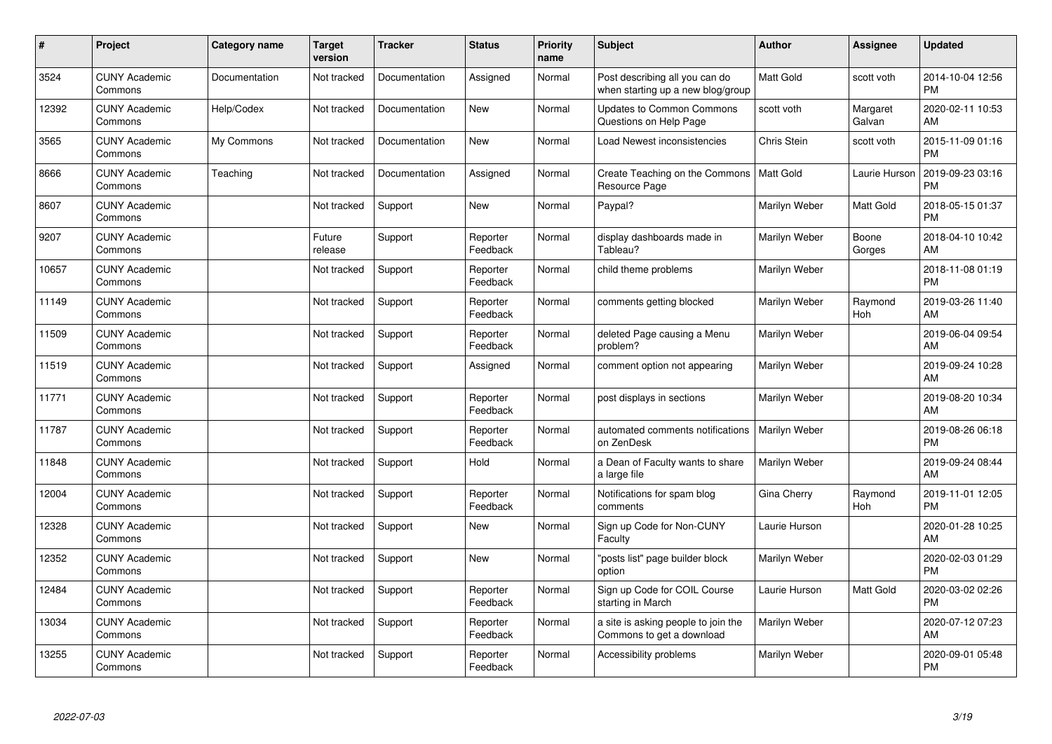| # | Project | Category name | Target version | Tracker | Status | Priority name | Subject | Author | Assignee | Updated |
|---|---|---|---|---|---|---|---|---|---|---|
| 3524 | CUNY Academic Commons | Documentation | Not tracked | Documentation | Assigned | Normal | Post describing all you can do when starting up a new blog/group | Matt Gold | scott voth | 2014-10-04 12:56 PM |
| 12392 | CUNY Academic Commons | Help/Codex | Not tracked | Documentation | New | Normal | Updates to Common Commons Questions on Help Page | scott voth | Margaret Galvan | 2020-02-11 10:53 AM |
| 3565 | CUNY Academic Commons | My Commons | Not tracked | Documentation | New | Normal | Load Newest inconsistencies | Chris Stein | scott voth | 2015-11-09 01:16 PM |
| 8666 | CUNY Academic Commons | Teaching | Not tracked | Documentation | Assigned | Normal | Create Teaching on the Commons Resource Page | Matt Gold | Laurie Hurson | 2019-09-23 03:16 PM |
| 8607 | CUNY Academic Commons | | Not tracked | Support | New | Normal | Paypal? | Marilyn Weber | Matt Gold | 2018-05-15 01:37 PM |
| 9207 | CUNY Academic Commons | | Future release | Support | Reporter Feedback | Normal | display dashboards made in Tableau? | Marilyn Weber | Boone Gorges | 2018-04-10 10:42 AM |
| 10657 | CUNY Academic Commons | | Not tracked | Support | Reporter Feedback | Normal | child theme problems | Marilyn Weber | | 2018-11-08 01:19 PM |
| 11149 | CUNY Academic Commons | | Not tracked | Support | Reporter Feedback | Normal | comments getting blocked | Marilyn Weber | Raymond Hoh | 2019-03-26 11:40 AM |
| 11509 | CUNY Academic Commons | | Not tracked | Support | Reporter Feedback | Normal | deleted Page causing a Menu problem? | Marilyn Weber | | 2019-06-04 09:54 AM |
| 11519 | CUNY Academic Commons | | Not tracked | Support | Assigned | Normal | comment option not appearing | Marilyn Weber | | 2019-09-24 10:28 AM |
| 11771 | CUNY Academic Commons | | Not tracked | Support | Reporter Feedback | Normal | post displays in sections | Marilyn Weber | | 2019-08-20 10:34 AM |
| 11787 | CUNY Academic Commons | | Not tracked | Support | Reporter Feedback | Normal | automated comments notifications on ZenDesk | Marilyn Weber | | 2019-08-26 06:18 PM |
| 11848 | CUNY Academic Commons | | Not tracked | Support | Hold | Normal | a Dean of Faculty wants to share a large file | Marilyn Weber | | 2019-09-24 08:44 AM |
| 12004 | CUNY Academic Commons | | Not tracked | Support | Reporter Feedback | Normal | Notifications for spam blog comments | Gina Cherry | Raymond Hoh | 2019-11-01 12:05 PM |
| 12328 | CUNY Academic Commons | | Not tracked | Support | New | Normal | Sign up Code for Non-CUNY Faculty | Laurie Hurson | | 2020-01-28 10:25 AM |
| 12352 | CUNY Academic Commons | | Not tracked | Support | New | Normal | "posts list" page builder block option | Marilyn Weber | | 2020-02-03 01:29 PM |
| 12484 | CUNY Academic Commons | | Not tracked | Support | Reporter Feedback | Normal | Sign up Code for COIL Course starting in March | Laurie Hurson | Matt Gold | 2020-03-02 02:26 PM |
| 13034 | CUNY Academic Commons | | Not tracked | Support | Reporter Feedback | Normal | a site is asking people to join the Commons to get a download | Marilyn Weber | | 2020-07-12 07:23 AM |
| 13255 | CUNY Academic Commons | | Not tracked | Support | Reporter Feedback | Normal | Accessibility problems | Marilyn Weber | | 2020-09-01 05:48 PM |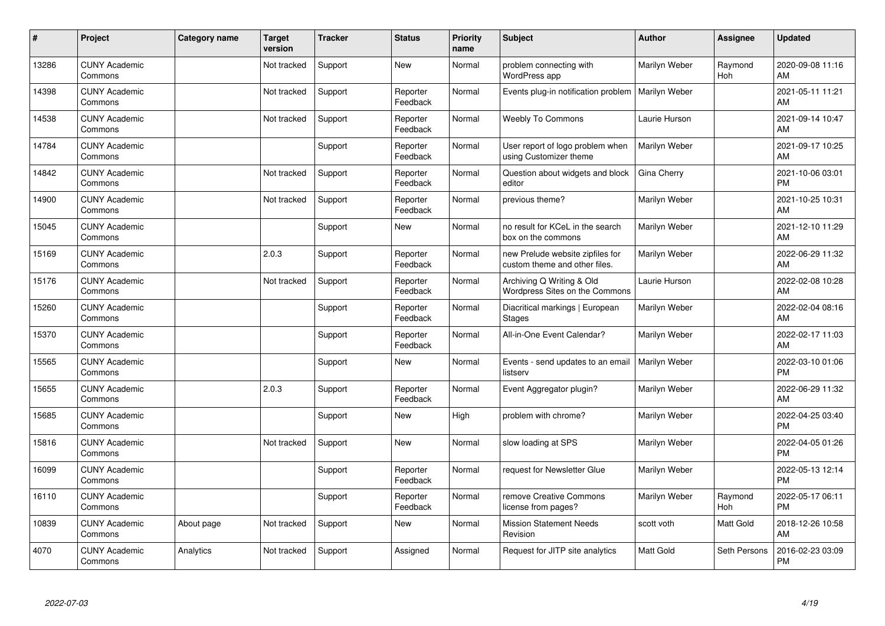| # | Project | Category name | Target version | Tracker | Status | Priority name | Subject | Author | Assignee | Updated |
|---|---|---|---|---|---|---|---|---|---|---|
| 13286 | CUNY Academic Commons | | Not tracked | Support | New | Normal | problem connecting with WordPress app | Marilyn Weber | Raymond Hoh | 2020-09-08 11:16 AM |
| 14398 | CUNY Academic Commons | | Not tracked | Support | Reporter Feedback | Normal | Events plug-in notification problem | Marilyn Weber | | 2021-05-11 11:21 AM |
| 14538 | CUNY Academic Commons | | Not tracked | Support | Reporter Feedback | Normal | Weebly To Commons | Laurie Hurson | | 2021-09-14 10:47 AM |
| 14784 | CUNY Academic Commons | | | Support | Reporter Feedback | Normal | User report of logo problem when using Customizer theme | Marilyn Weber | | 2021-09-17 10:25 AM |
| 14842 | CUNY Academic Commons | | Not tracked | Support | Reporter Feedback | Normal | Question about widgets and block editor | Gina Cherry | | 2021-10-06 03:01 PM |
| 14900 | CUNY Academic Commons | | Not tracked | Support | Reporter Feedback | Normal | previous theme? | Marilyn Weber | | 2021-10-25 10:31 AM |
| 15045 | CUNY Academic Commons | | | Support | New | Normal | no result for KCeL in the search box on the commons | Marilyn Weber | | 2021-12-10 11:29 AM |
| 15169 | CUNY Academic Commons | | 2.0.3 | Support | Reporter Feedback | Normal | new Prelude website zipfiles for custom theme and other files. | Marilyn Weber | | 2022-06-29 11:32 AM |
| 15176 | CUNY Academic Commons | | Not tracked | Support | Reporter Feedback | Normal | Archiving Q Writing & Old Wordpress Sites on the Commons | Laurie Hurson | | 2022-02-08 10:28 AM |
| 15260 | CUNY Academic Commons | | | Support | Reporter Feedback | Normal | Diacritical markings \| European Stages | Marilyn Weber | | 2022-02-04 08:16 AM |
| 15370 | CUNY Academic Commons | | | Support | Reporter Feedback | Normal | All-in-One Event Calendar? | Marilyn Weber | | 2022-02-17 11:03 AM |
| 15565 | CUNY Academic Commons | | | Support | New | Normal | Events - send updates to an email listserv | Marilyn Weber | | 2022-03-10 01:06 PM |
| 15655 | CUNY Academic Commons | | 2.0.3 | Support | Reporter Feedback | Normal | Event Aggregator plugin? | Marilyn Weber | | 2022-06-29 11:32 AM |
| 15685 | CUNY Academic Commons | | | Support | New | High | problem with chrome? | Marilyn Weber | | 2022-04-25 03:40 PM |
| 15816 | CUNY Academic Commons | | Not tracked | Support | New | Normal | slow loading at SPS | Marilyn Weber | | 2022-04-05 01:26 PM |
| 16099 | CUNY Academic Commons | | | Support | Reporter Feedback | Normal | request for Newsletter Glue | Marilyn Weber | | 2022-05-13 12:14 PM |
| 16110 | CUNY Academic Commons | | | Support | Reporter Feedback | Normal | remove Creative Commons license from pages? | Marilyn Weber | Raymond Hoh | 2022-05-17 06:11 PM |
| 10839 | CUNY Academic Commons | About page | Not tracked | Support | New | Normal | Mission Statement Needs Revision | scott voth | Matt Gold | 2018-12-26 10:58 AM |
| 4070 | CUNY Academic Commons | Analytics | Not tracked | Support | Assigned | Normal | Request for JITP site analytics | Matt Gold | Seth Persons | 2016-02-23 03:09 PM |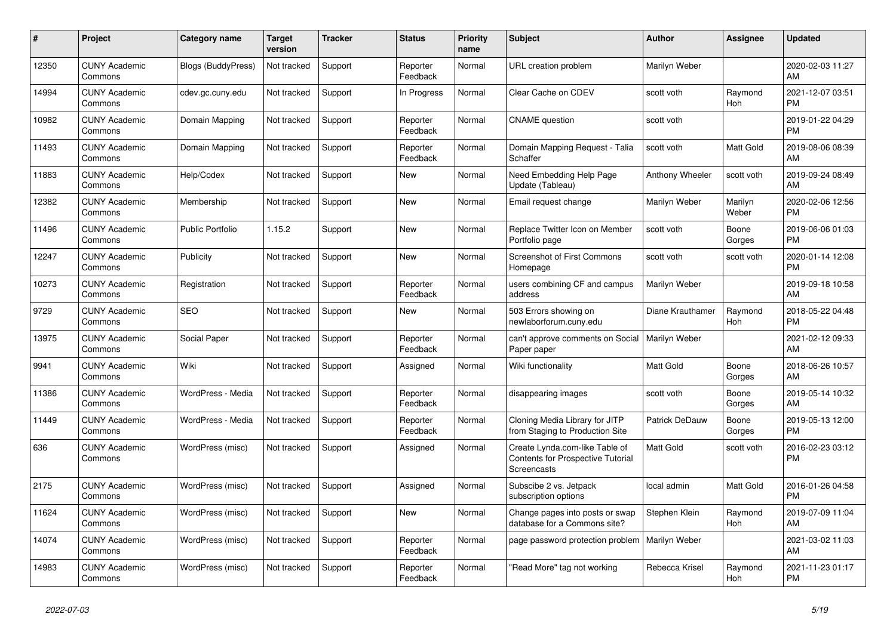| # | Project | Category name | Target version | Tracker | Status | Priority name | Subject | Author | Assignee | Updated |
|---|---|---|---|---|---|---|---|---|---|---|
| 12350 | CUNY Academic Commons | Blogs (BuddyPress) | Not tracked | Support | Reporter Feedback | Normal | URL creation problem | Marilyn Weber | | 2020-02-03 11:27 AM |
| 14994 | CUNY Academic Commons | cdev.gc.cuny.edu | Not tracked | Support | In Progress | Normal | Clear Cache on CDEV | scott voth | Raymond Hoh | 2021-12-07 03:51 PM |
| 10982 | CUNY Academic Commons | Domain Mapping | Not tracked | Support | Reporter Feedback | Normal | CNAME question | scott voth | | 2019-01-22 04:29 PM |
| 11493 | CUNY Academic Commons | Domain Mapping | Not tracked | Support | Reporter Feedback | Normal | Domain Mapping Request - Talia Schaffer | scott voth | Matt Gold | 2019-08-06 08:39 AM |
| 11883 | CUNY Academic Commons | Help/Codex | Not tracked | Support | New | Normal | Need Embedding Help Page Update (Tableau) | Anthony Wheeler | scott voth | 2019-09-24 08:49 AM |
| 12382 | CUNY Academic Commons | Membership | Not tracked | Support | New | Normal | Email request change | Marilyn Weber | Marilyn Weber | 2020-02-06 12:56 PM |
| 11496 | CUNY Academic Commons | Public Portfolio | 1.15.2 | Support | New | Normal | Replace Twitter Icon on Member Portfolio page | scott voth | Boone Gorges | 2019-06-06 01:03 PM |
| 12247 | CUNY Academic Commons | Publicity | Not tracked | Support | New | Normal | Screenshot of First Commons Homepage | scott voth | scott voth | 2020-01-14 12:08 PM |
| 10273 | CUNY Academic Commons | Registration | Not tracked | Support | Reporter Feedback | Normal | users combining CF and campus address | Marilyn Weber | | 2019-09-18 10:58 AM |
| 9729 | CUNY Academic Commons | SEO | Not tracked | Support | New | Normal | 503 Errors showing on newlaborforum.cuny.edu | Diane Krauthamer | Raymond Hoh | 2018-05-22 04:48 PM |
| 13975 | CUNY Academic Commons | Social Paper | Not tracked | Support | Reporter Feedback | Normal | can't approve comments on Social Paper paper | Marilyn Weber | | 2021-02-12 09:33 AM |
| 9941 | CUNY Academic Commons | Wiki | Not tracked | Support | Assigned | Normal | Wiki functionality | Matt Gold | Boone Gorges | 2018-06-26 10:57 AM |
| 11386 | CUNY Academic Commons | WordPress - Media | Not tracked | Support | Reporter Feedback | Normal | disappearing images | scott voth | Boone Gorges | 2019-05-14 10:32 AM |
| 11449 | CUNY Academic Commons | WordPress - Media | Not tracked | Support | Reporter Feedback | Normal | Cloning Media Library for JITP from Staging to Production Site | Patrick DeDauw | Boone Gorges | 2019-05-13 12:00 PM |
| 636 | CUNY Academic Commons | WordPress (misc) | Not tracked | Support | Assigned | Normal | Create Lynda.com-like Table of Contents for Prospective Tutorial Screencasts | Matt Gold | scott voth | 2016-02-23 03:12 PM |
| 2175 | CUNY Academic Commons | WordPress (misc) | Not tracked | Support | Assigned | Normal | Subscibe 2 vs. Jetpack subscription options | local admin | Matt Gold | 2016-01-26 04:58 PM |
| 11624 | CUNY Academic Commons | WordPress (misc) | Not tracked | Support | New | Normal | Change pages into posts or swap database for a Commons site? | Stephen Klein | Raymond Hoh | 2019-07-09 11:04 AM |
| 14074 | CUNY Academic Commons | WordPress (misc) | Not tracked | Support | Reporter Feedback | Normal | page password protection problem | Marilyn Weber | | 2021-03-02 11:03 AM |
| 14983 | CUNY Academic Commons | WordPress (misc) | Not tracked | Support | Reporter Feedback | Normal | "Read More" tag not working | Rebecca Krisel | Raymond Hoh | 2021-11-23 01:17 PM |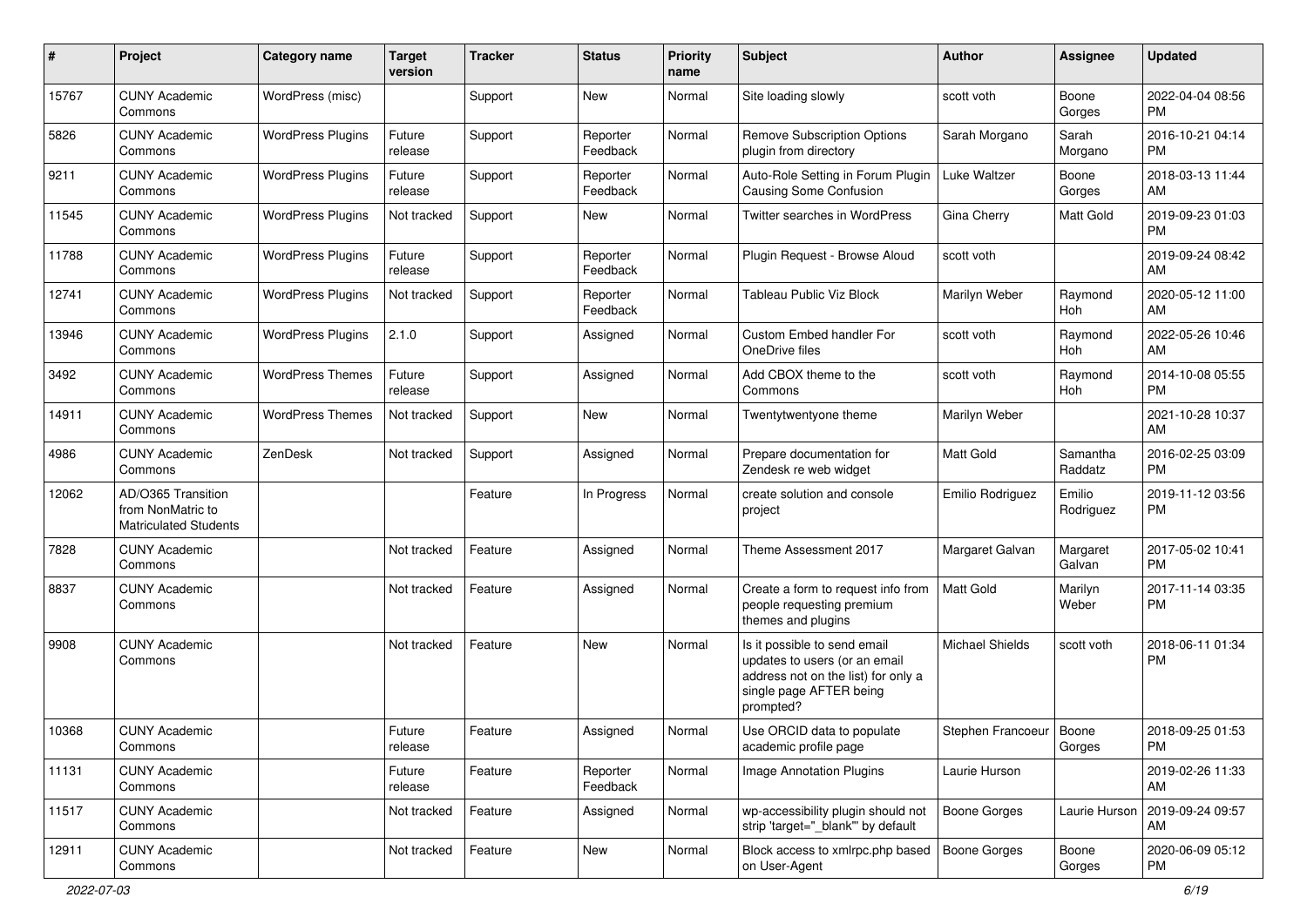| # | Project | Category name | Target version | Tracker | Status | Priority name | Subject | Author | Assignee | Updated |
|---|---|---|---|---|---|---|---|---|---|---|
| 15767 | CUNY Academic Commons | WordPress (misc) | | Support | New | Normal | Site loading slowly | scott voth | Boone Gorges | 2022-04-04 08:56 PM |
| 5826 | CUNY Academic Commons | WordPress Plugins | Future release | Support | Reporter Feedback | Normal | Remove Subscription Options plugin from directory | Sarah Morgano | Sarah Morgano | 2016-10-21 04:14 PM |
| 9211 | CUNY Academic Commons | WordPress Plugins | Future release | Support | Reporter Feedback | Normal | Auto-Role Setting in Forum Plugin Causing Some Confusion | Luke Waltzer | Boone Gorges | 2018-03-13 11:44 AM |
| 11545 | CUNY Academic Commons | WordPress Plugins | Not tracked | Support | New | Normal | Twitter searches in WordPress | Gina Cherry | Matt Gold | 2019-09-23 01:03 PM |
| 11788 | CUNY Academic Commons | WordPress Plugins | Future release | Support | Reporter Feedback | Normal | Plugin Request - Browse Aloud | scott voth | | 2019-09-24 08:42 AM |
| 12741 | CUNY Academic Commons | WordPress Plugins | Not tracked | Support | Reporter Feedback | Normal | Tableau Public Viz Block | Marilyn Weber | Raymond Hoh | 2020-05-12 11:00 AM |
| 13946 | CUNY Academic Commons | WordPress Plugins | 2.1.0 | Support | Assigned | Normal | Custom Embed handler For OneDrive files | scott voth | Raymond Hoh | 2022-05-26 10:46 AM |
| 3492 | CUNY Academic Commons | WordPress Themes | Future release | Support | Assigned | Normal | Add CBOX theme to the Commons | scott voth | Raymond Hoh | 2014-10-08 05:55 PM |
| 14911 | CUNY Academic Commons | WordPress Themes | Not tracked | Support | New | Normal | Twentytwentyone theme | Marilyn Weber | | 2021-10-28 10:37 AM |
| 4986 | CUNY Academic Commons | ZenDesk | Not tracked | Support | Assigned | Normal | Prepare documentation for Zendesk re web widget | Matt Gold | Samantha Raddatz | 2016-02-25 03:09 PM |
| 12062 | AD/O365 Transition from NonMatric to Matriculated Students | | | Feature | In Progress | Normal | create solution and console project | Emilio Rodriguez | Emilio Rodriguez | 2019-11-12 03:56 PM |
| 7828 | CUNY Academic Commons | | Not tracked | Feature | Assigned | Normal | Theme Assessment 2017 | Margaret Galvan | Margaret Galvan | 2017-05-02 10:41 PM |
| 8837 | CUNY Academic Commons | | Not tracked | Feature | Assigned | Normal | Create a form to request info from people requesting premium themes and plugins | Matt Gold | Marilyn Weber | 2017-11-14 03:35 PM |
| 9908 | CUNY Academic Commons | | Not tracked | Feature | New | Normal | Is it possible to send email updates to users (or an email address not on the list) for only a single page AFTER being prompted? | Michael Shields | scott voth | 2018-06-11 01:34 PM |
| 10368 | CUNY Academic Commons | | Future release | Feature | Assigned | Normal | Use ORCID data to populate academic profile page | Stephen Francoeur | Boone Gorges | 2018-09-25 01:53 PM |
| 11131 | CUNY Academic Commons | | Future release | Feature | Reporter Feedback | Normal | Image Annotation Plugins | Laurie Hurson | | 2019-02-26 11:33 AM |
| 11517 | CUNY Academic Commons | | Not tracked | Feature | Assigned | Normal | wp-accessibility plugin should not strip 'target="_blank"' by default | Boone Gorges | Laurie Hurson | 2019-09-24 09:57 AM |
| 12911 | CUNY Academic Commons | | Not tracked | Feature | New | Normal | Block access to xmlrpc.php based on User-Agent | Boone Gorges | Boone Gorges | 2020-06-09 05:12 PM |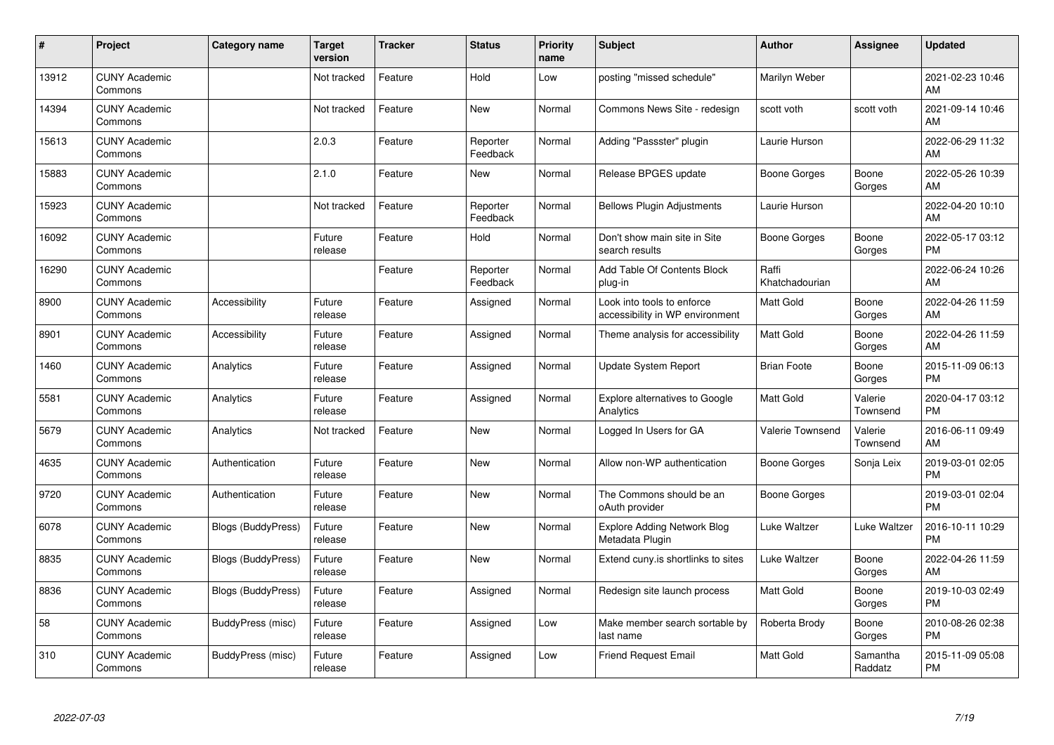| # | Project | Category name | Target version | Tracker | Status | Priority name | Subject | Author | Assignee | Updated |
|---|---|---|---|---|---|---|---|---|---|---|
| 13912 | CUNY Academic Commons | | Not tracked | Feature | Hold | Low | posting "missed schedule" | Marilyn Weber | | 2021-02-23 10:46 AM |
| 14394 | CUNY Academic Commons | | Not tracked | Feature | New | Normal | Commons News Site - redesign | scott voth | scott voth | 2021-09-14 10:46 AM |
| 15613 | CUNY Academic Commons | | 2.0.3 | Feature | Reporter Feedback | Normal | Adding "Passster" plugin | Laurie Hurson | | 2022-06-29 11:32 AM |
| 15883 | CUNY Academic Commons | | 2.1.0 | Feature | New | Normal | Release BPGES update | Boone Gorges | Boone Gorges | 2022-05-26 10:39 AM |
| 15923 | CUNY Academic Commons | | Not tracked | Feature | Reporter Feedback | Normal | Bellows Plugin Adjustments | Laurie Hurson | | 2022-04-20 10:10 AM |
| 16092 | CUNY Academic Commons | | Future release | Feature | Hold | Normal | Don't show main site in Site search results | Boone Gorges | Boone Gorges | 2022-05-17 03:12 PM |
| 16290 | CUNY Academic Commons | | | Feature | Reporter Feedback | Normal | Add Table Of Contents Block plug-in | Raffi Khatchadourian | | 2022-06-24 10:26 AM |
| 8900 | CUNY Academic Commons | Accessibility | Future release | Feature | Assigned | Normal | Look into tools to enforce accessibility in WP environment | Matt Gold | Boone Gorges | 2022-04-26 11:59 AM |
| 8901 | CUNY Academic Commons | Accessibility | Future release | Feature | Assigned | Normal | Theme analysis for accessibility | Matt Gold | Boone Gorges | 2022-04-26 11:59 AM |
| 1460 | CUNY Academic Commons | Analytics | Future release | Feature | Assigned | Normal | Update System Report | Brian Foote | Boone Gorges | 2015-11-09 06:13 PM |
| 5581 | CUNY Academic Commons | Analytics | Future release | Feature | Assigned | Normal | Explore alternatives to Google Analytics | Matt Gold | Valerie Townsend | 2020-04-17 03:12 PM |
| 5679 | CUNY Academic Commons | Analytics | Not tracked | Feature | New | Normal | Logged In Users for GA | Valerie Townsend | Valerie Townsend | 2016-06-11 09:49 AM |
| 4635 | CUNY Academic Commons | Authentication | Future release | Feature | New | Normal | Allow non-WP authentication | Boone Gorges | Sonja Leix | 2019-03-01 02:05 PM |
| 9720 | CUNY Academic Commons | Authentication | Future release | Feature | New | Normal | The Commons should be an oAuth provider | Boone Gorges | | 2019-03-01 02:04 PM |
| 6078 | CUNY Academic Commons | Blogs (BuddyPress) | Future release | Feature | New | Normal | Explore Adding Network Blog Metadata Plugin | Luke Waltzer | Luke Waltzer | 2016-10-11 10:29 PM |
| 8835 | CUNY Academic Commons | Blogs (BuddyPress) | Future release | Feature | New | Normal | Extend cuny.is shortlinks to sites | Luke Waltzer | Boone Gorges | 2022-04-26 11:59 AM |
| 8836 | CUNY Academic Commons | Blogs (BuddyPress) | Future release | Feature | Assigned | Normal | Redesign site launch process | Matt Gold | Boone Gorges | 2019-10-03 02:49 PM |
| 58 | CUNY Academic Commons | BuddyPress (misc) | Future release | Feature | Assigned | Low | Make member search sortable by last name | Roberta Brody | Boone Gorges | 2010-08-26 02:38 PM |
| 310 | CUNY Academic Commons | BuddyPress (misc) | Future release | Feature | Assigned | Low | Friend Request Email | Matt Gold | Samantha Raddatz | 2015-11-09 05:08 PM |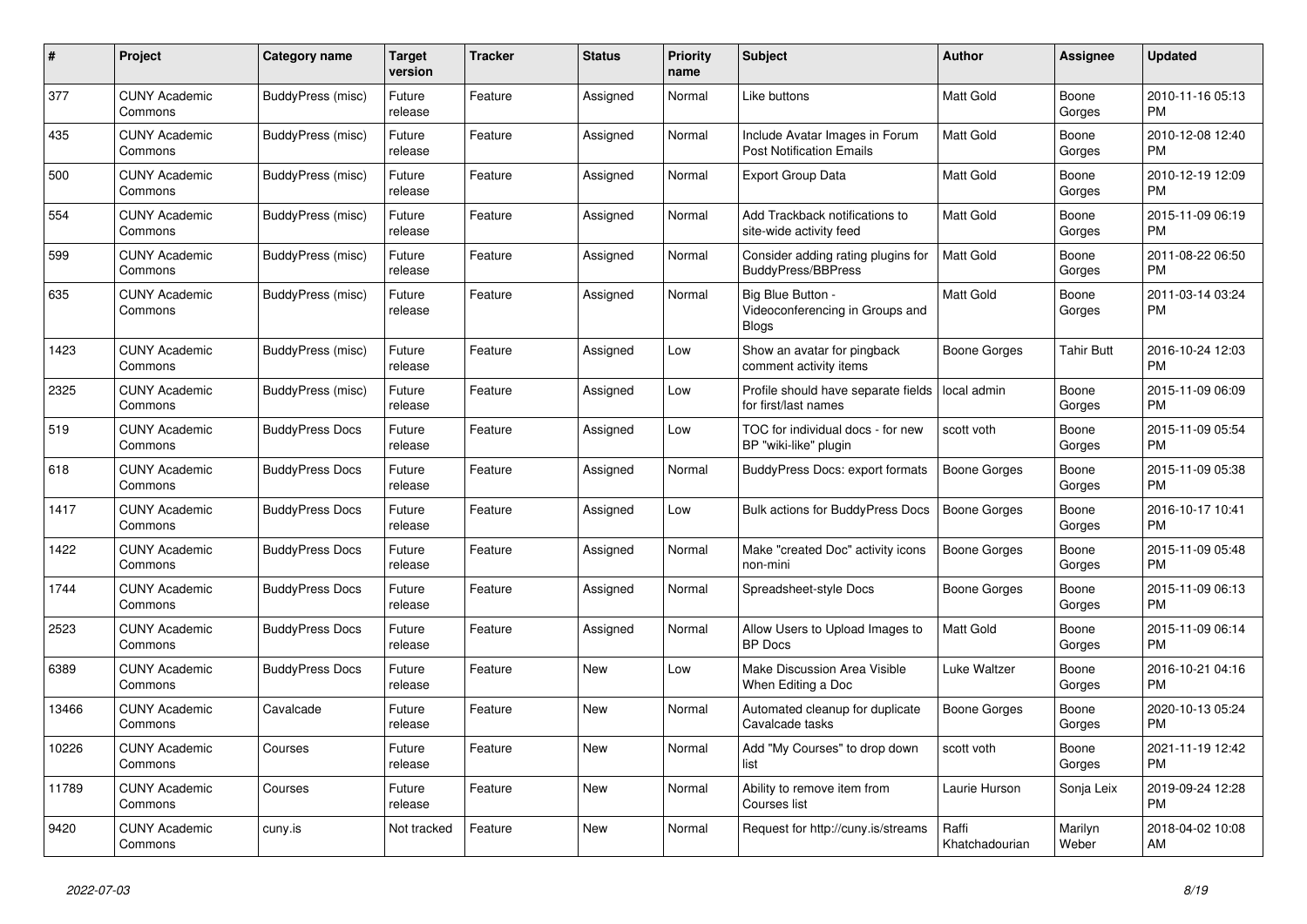| # | Project | Category name | Target version | Tracker | Status | Priority name | Subject | Author | Assignee | Updated |
|---|---|---|---|---|---|---|---|---|---|---|
| 377 | CUNY Academic Commons | BuddyPress (misc) | Future release | Feature | Assigned | Normal | Like buttons | Matt Gold | Boone Gorges | 2010-11-16 05:13 PM |
| 435 | CUNY Academic Commons | BuddyPress (misc) | Future release | Feature | Assigned | Normal | Include Avatar Images in Forum Post Notification Emails | Matt Gold | Boone Gorges | 2010-12-08 12:40 PM |
| 500 | CUNY Academic Commons | BuddyPress (misc) | Future release | Feature | Assigned | Normal | Export Group Data | Matt Gold | Boone Gorges | 2010-12-19 12:09 PM |
| 554 | CUNY Academic Commons | BuddyPress (misc) | Future release | Feature | Assigned | Normal | Add Trackback notifications to site-wide activity feed | Matt Gold | Boone Gorges | 2015-11-09 06:19 PM |
| 599 | CUNY Academic Commons | BuddyPress (misc) | Future release | Feature | Assigned | Normal | Consider adding rating plugins for BuddyPress/BBPress | Matt Gold | Boone Gorges | 2011-08-22 06:50 PM |
| 635 | CUNY Academic Commons | BuddyPress (misc) | Future release | Feature | Assigned | Normal | Big Blue Button - Videoconferencing in Groups and Blogs | Matt Gold | Boone Gorges | 2011-03-14 03:24 PM |
| 1423 | CUNY Academic Commons | BuddyPress (misc) | Future release | Feature | Assigned | Low | Show an avatar for pingback comment activity items | Boone Gorges | Tahir Butt | 2016-10-24 12:03 PM |
| 2325 | CUNY Academic Commons | BuddyPress (misc) | Future release | Feature | Assigned | Low | Profile should have separate fields for first/last names | local admin | Boone Gorges | 2015-11-09 06:09 PM |
| 519 | CUNY Academic Commons | BuddyPress Docs | Future release | Feature | Assigned | Low | TOC for individual docs - for new BP "wiki-like" plugin | scott voth | Boone Gorges | 2015-11-09 05:54 PM |
| 618 | CUNY Academic Commons | BuddyPress Docs | Future release | Feature | Assigned | Normal | BuddyPress Docs: export formats | Boone Gorges | Boone Gorges | 2015-11-09 05:38 PM |
| 1417 | CUNY Academic Commons | BuddyPress Docs | Future release | Feature | Assigned | Low | Bulk actions for BuddyPress Docs | Boone Gorges | Boone Gorges | 2016-10-17 10:41 PM |
| 1422 | CUNY Academic Commons | BuddyPress Docs | Future release | Feature | Assigned | Normal | Make "created Doc" activity icons non-mini | Boone Gorges | Boone Gorges | 2015-11-09 05:48 PM |
| 1744 | CUNY Academic Commons | BuddyPress Docs | Future release | Feature | Assigned | Normal | Spreadsheet-style Docs | Boone Gorges | Boone Gorges | 2015-11-09 06:13 PM |
| 2523 | CUNY Academic Commons | BuddyPress Docs | Future release | Feature | Assigned | Normal | Allow Users to Upload Images to BP Docs | Matt Gold | Boone Gorges | 2015-11-09 06:14 PM |
| 6389 | CUNY Academic Commons | BuddyPress Docs | Future release | Feature | New | Low | Make Discussion Area Visible When Editing a Doc | Luke Waltzer | Boone Gorges | 2016-10-21 04:16 PM |
| 13466 | CUNY Academic Commons | Cavalcade | Future release | Feature | New | Normal | Automated cleanup for duplicate Cavalcade tasks | Boone Gorges | Boone Gorges | 2020-10-13 05:24 PM |
| 10226 | CUNY Academic Commons | Courses | Future release | Feature | New | Normal | Add "My Courses" to drop down list | scott voth | Boone Gorges | 2021-11-19 12:42 PM |
| 11789 | CUNY Academic Commons | Courses | Future release | Feature | New | Normal | Ability to remove item from Courses list | Laurie Hurson | Sonja Leix | 2019-09-24 12:28 PM |
| 9420 | CUNY Academic Commons | cuny.is | Not tracked | Feature | New | Normal | Request for http://cuny.is/streams | Raffi Khatchadourian | Marilyn Weber | 2018-04-02 10:08 AM |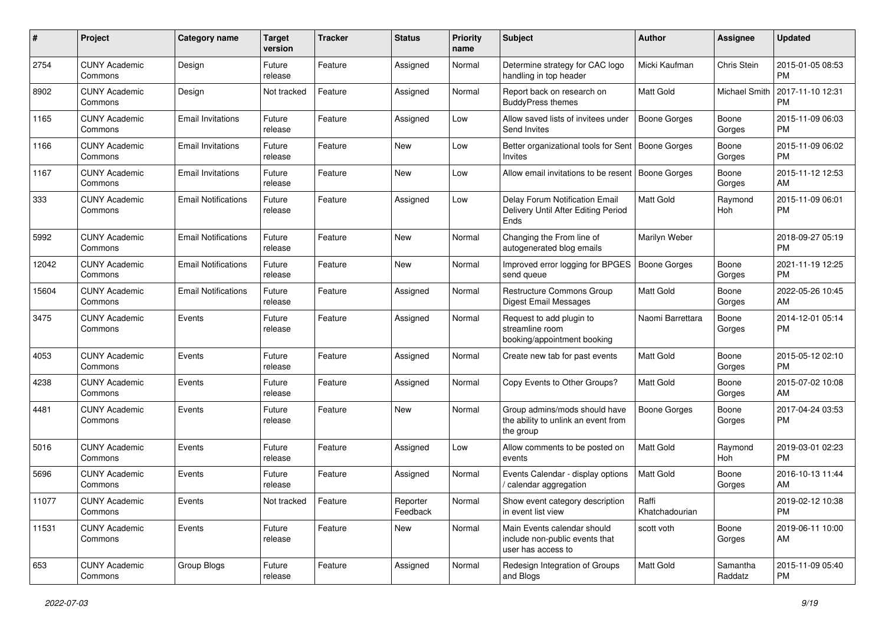| # | Project | Category name | Target version | Tracker | Status | Priority name | Subject | Author | Assignee | Updated |
|---|---|---|---|---|---|---|---|---|---|---|
| 2754 | CUNY Academic Commons | Design | Future release | Feature | Assigned | Normal | Determine strategy for CAC logo handling in top header | Micki Kaufman | Chris Stein | 2015-01-05 08:53 PM |
| 8902 | CUNY Academic Commons | Design | Not tracked | Feature | Assigned | Normal | Report back on research on BuddyPress themes | Matt Gold | Michael Smith | 2017-11-10 12:31 PM |
| 1165 | CUNY Academic Commons | Email Invitations | Future release | Feature | Assigned | Low | Allow saved lists of invitees under Send Invites | Boone Gorges | Boone Gorges | 2015-11-09 06:03 PM |
| 1166 | CUNY Academic Commons | Email Invitations | Future release | Feature | New | Low | Better organizational tools for Sent Invites | Boone Gorges | Boone Gorges | 2015-11-09 06:02 PM |
| 1167 | CUNY Academic Commons | Email Invitations | Future release | Feature | New | Low | Allow email invitations to be resent | Boone Gorges | Boone Gorges | 2015-11-12 12:53 AM |
| 333 | CUNY Academic Commons | Email Notifications | Future release | Feature | Assigned | Low | Delay Forum Notification Email Delivery Until After Editing Period Ends | Matt Gold | Raymond Hoh | 2015-11-09 06:01 PM |
| 5992 | CUNY Academic Commons | Email Notifications | Future release | Feature | New | Normal | Changing the From line of autogenerated blog emails | Marilyn Weber | | 2018-09-27 05:19 PM |
| 12042 | CUNY Academic Commons | Email Notifications | Future release | Feature | New | Normal | Improved error logging for BPGES send queue | Boone Gorges | Boone Gorges | 2021-11-19 12:25 PM |
| 15604 | CUNY Academic Commons | Email Notifications | Future release | Feature | Assigned | Normal | Restructure Commons Group Digest Email Messages | Matt Gold | Boone Gorges | 2022-05-26 10:45 AM |
| 3475 | CUNY Academic Commons | Events | Future release | Feature | Assigned | Normal | Request to add plugin to streamline room booking/appointment booking | Naomi Barrettara | Boone Gorges | 2014-12-01 05:14 PM |
| 4053 | CUNY Academic Commons | Events | Future release | Feature | Assigned | Normal | Create new tab for past events | Matt Gold | Boone Gorges | 2015-05-12 02:10 PM |
| 4238 | CUNY Academic Commons | Events | Future release | Feature | Assigned | Normal | Copy Events to Other Groups? | Matt Gold | Boone Gorges | 2015-07-02 10:08 AM |
| 4481 | CUNY Academic Commons | Events | Future release | Feature | New | Normal | Group admins/mods should have the ability to unlink an event from the group | Boone Gorges | Boone Gorges | 2017-04-24 03:53 PM |
| 5016 | CUNY Academic Commons | Events | Future release | Feature | Assigned | Low | Allow comments to be posted on events | Matt Gold | Raymond Hoh | 2019-03-01 02:23 PM |
| 5696 | CUNY Academic Commons | Events | Future release | Feature | Assigned | Normal | Events Calendar - display options / calendar aggregation | Matt Gold | Boone Gorges | 2016-10-13 11:44 AM |
| 11077 | CUNY Academic Commons | Events | Not tracked | Feature | Reporter Feedback | Normal | Show event category description in event list view | Raffi Khatchadourian | | 2019-02-12 10:38 PM |
| 11531 | CUNY Academic Commons | Events | Future release | Feature | New | Normal | Main Events calendar should include non-public events that user has access to | scott voth | Boone Gorges | 2019-06-11 10:00 AM |
| 653 | CUNY Academic Commons | Group Blogs | Future release | Feature | Assigned | Normal | Redesign Integration of Groups and Blogs | Matt Gold | Samantha Raddatz | 2015-11-09 05:40 PM |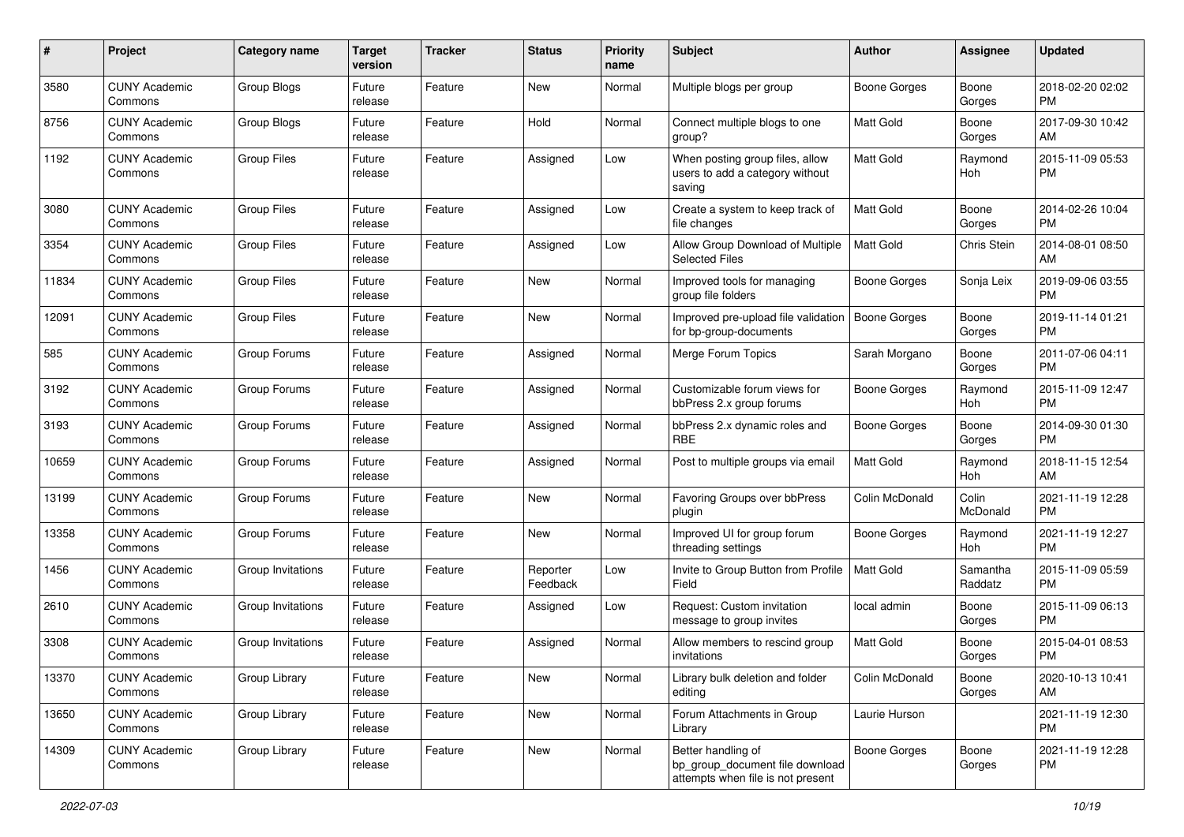| # | Project | Category name | Target version | Tracker | Status | Priority name | Subject | Author | Assignee | Updated |
|---|---|---|---|---|---|---|---|---|---|---|
| 3580 | CUNY Academic Commons | Group Blogs | Future release | Feature | New | Normal | Multiple blogs per group | Boone Gorges | Boone Gorges | 2018-02-20 02:02 PM |
| 8756 | CUNY Academic Commons | Group Blogs | Future release | Feature | Hold | Normal | Connect multiple blogs to one group? | Matt Gold | Boone Gorges | 2017-09-30 10:42 AM |
| 1192 | CUNY Academic Commons | Group Files | Future release | Feature | Assigned | Low | When posting group files, allow users to add a category without saving | Matt Gold | Raymond Hoh | 2015-11-09 05:53 PM |
| 3080 | CUNY Academic Commons | Group Files | Future release | Feature | Assigned | Low | Create a system to keep track of file changes | Matt Gold | Boone Gorges | 2014-02-26 10:04 PM |
| 3354 | CUNY Academic Commons | Group Files | Future release | Feature | Assigned | Low | Allow Group Download of Multiple Selected Files | Matt Gold | Chris Stein | 2014-08-01 08:50 AM |
| 11834 | CUNY Academic Commons | Group Files | Future release | Feature | New | Normal | Improved tools for managing group file folders | Boone Gorges | Sonja Leix | 2019-09-06 03:55 PM |
| 12091 | CUNY Academic Commons | Group Files | Future release | Feature | New | Normal | Improved pre-upload file validation for bp-group-documents | Boone Gorges | Boone Gorges | 2019-11-14 01:21 PM |
| 585 | CUNY Academic Commons | Group Forums | Future release | Feature | Assigned | Normal | Merge Forum Topics | Sarah Morgano | Boone Gorges | 2011-07-06 04:11 PM |
| 3192 | CUNY Academic Commons | Group Forums | Future release | Feature | Assigned | Normal | Customizable forum views for bbPress 2.x group forums | Boone Gorges | Raymond Hoh | 2015-11-09 12:47 PM |
| 3193 | CUNY Academic Commons | Group Forums | Future release | Feature | Assigned | Normal | bbPress 2.x dynamic roles and RBE | Boone Gorges | Boone Gorges | 2014-09-30 01:30 PM |
| 10659 | CUNY Academic Commons | Group Forums | Future release | Feature | Assigned | Normal | Post to multiple groups via email | Matt Gold | Raymond Hoh | 2018-11-15 12:54 AM |
| 13199 | CUNY Academic Commons | Group Forums | Future release | Feature | New | Normal | Favoring Groups over bbPress plugin | Colin McDonald | Colin McDonald | 2021-11-19 12:28 PM |
| 13358 | CUNY Academic Commons | Group Forums | Future release | Feature | New | Normal | Improved UI for group forum threading settings | Boone Gorges | Raymond Hoh | 2021-11-19 12:27 PM |
| 1456 | CUNY Academic Commons | Group Invitations | Future release | Feature | Reporter Feedback | Low | Invite to Group Button from Profile Field | Matt Gold | Samantha Raddatz | 2015-11-09 05:59 PM |
| 2610 | CUNY Academic Commons | Group Invitations | Future release | Feature | Assigned | Low | Request: Custom invitation message to group invites | local admin | Boone Gorges | 2015-11-09 06:13 PM |
| 3308 | CUNY Academic Commons | Group Invitations | Future release | Feature | Assigned | Normal | Allow members to rescind group invitations | Matt Gold | Boone Gorges | 2015-04-01 08:53 PM |
| 13370 | CUNY Academic Commons | Group Library | Future release | Feature | New | Normal | Library bulk deletion and folder editing | Colin McDonald | Boone Gorges | 2020-10-13 10:41 AM |
| 13650 | CUNY Academic Commons | Group Library | Future release | Feature | New | Normal | Forum Attachments in Group Library | Laurie Hurson | | 2021-11-19 12:30 PM |
| 14309 | CUNY Academic Commons | Group Library | Future release | Feature | New | Normal | Better handling of bp_group_document file download attempts when file is not present | Boone Gorges | Boone Gorges | 2021-11-19 12:28 PM |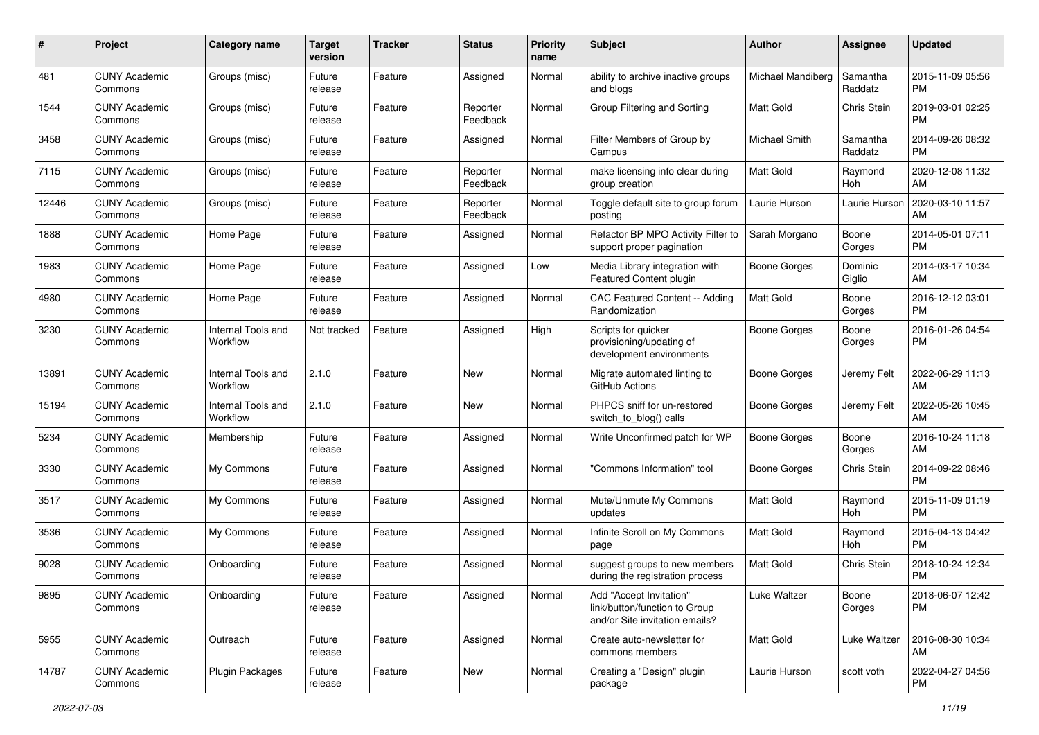| # | Project | Category name | Target version | Tracker | Status | Priority name | Subject | Author | Assignee | Updated |
|---|---|---|---|---|---|---|---|---|---|---|
| 481 | CUNY Academic Commons | Groups (misc) | Future release | Feature | Assigned | Normal | ability to archive inactive groups and blogs | Michael Mandiberg | Samantha Raddatz | 2015-11-09 05:56 PM |
| 1544 | CUNY Academic Commons | Groups (misc) | Future release | Feature | Reporter Feedback | Normal | Group Filtering and Sorting | Matt Gold | Chris Stein | 2019-03-01 02:25 PM |
| 3458 | CUNY Academic Commons | Groups (misc) | Future release | Feature | Assigned | Normal | Filter Members of Group by Campus | Michael Smith | Samantha Raddatz | 2014-09-26 08:32 PM |
| 7115 | CUNY Academic Commons | Groups (misc) | Future release | Feature | Reporter Feedback | Normal | make licensing info clear during group creation | Matt Gold | Raymond Hoh | 2020-12-08 11:32 AM |
| 12446 | CUNY Academic Commons | Groups (misc) | Future release | Feature | Reporter Feedback | Normal | Toggle default site to group forum posting | Laurie Hurson | Laurie Hurson | 2020-03-10 11:57 AM |
| 1888 | CUNY Academic Commons | Home Page | Future release | Feature | Assigned | Normal | Refactor BP MPO Activity Filter to support proper pagination | Sarah Morgano | Boone Gorges | 2014-05-01 07:11 PM |
| 1983 | CUNY Academic Commons | Home Page | Future release | Feature | Assigned | Low | Media Library integration with Featured Content plugin | Boone Gorges | Dominic Giglio | 2014-03-17 10:34 AM |
| 4980 | CUNY Academic Commons | Home Page | Future release | Feature | Assigned | Normal | CAC Featured Content -- Adding Randomization | Matt Gold | Boone Gorges | 2016-12-12 03:01 PM |
| 3230 | CUNY Academic Commons | Internal Tools and Workflow | Not tracked | Feature | Assigned | High | Scripts for quicker provisioning/updating of development environments | Boone Gorges | Boone Gorges | 2016-01-26 04:54 PM |
| 13891 | CUNY Academic Commons | Internal Tools and Workflow | 2.1.0 | Feature | New | Normal | Migrate automated linting to GitHub Actions | Boone Gorges | Jeremy Felt | 2022-06-29 11:13 AM |
| 15194 | CUNY Academic Commons | Internal Tools and Workflow | 2.1.0 | Feature | New | Normal | PHPCS sniff for un-restored switch_to_blog() calls | Boone Gorges | Jeremy Felt | 2022-05-26 10:45 AM |
| 5234 | CUNY Academic Commons | Membership | Future release | Feature | Assigned | Normal | Write Unconfirmed patch for WP | Boone Gorges | Boone Gorges | 2016-10-24 11:18 AM |
| 3330 | CUNY Academic Commons | My Commons | Future release | Feature | Assigned | Normal | "Commons Information" tool | Boone Gorges | Chris Stein | 2014-09-22 08:46 PM |
| 3517 | CUNY Academic Commons | My Commons | Future release | Feature | Assigned | Normal | Mute/Unmute My Commons updates | Matt Gold | Raymond Hoh | 2015-11-09 01:19 PM |
| 3536 | CUNY Academic Commons | My Commons | Future release | Feature | Assigned | Normal | Infinite Scroll on My Commons page | Matt Gold | Raymond Hoh | 2015-04-13 04:42 PM |
| 9028 | CUNY Academic Commons | Onboarding | Future release | Feature | Assigned | Normal | suggest groups to new members during the registration process | Matt Gold | Chris Stein | 2018-10-24 12:34 PM |
| 9895 | CUNY Academic Commons | Onboarding | Future release | Feature | Assigned | Normal | Add "Accept Invitation" link/button/function to Group and/or Site invitation emails? | Luke Waltzer | Boone Gorges | 2018-06-07 12:42 PM |
| 5955 | CUNY Academic Commons | Outreach | Future release | Feature | Assigned | Normal | Create auto-newsletter for commons members | Matt Gold | Luke Waltzer | 2016-08-30 10:34 AM |
| 14787 | CUNY Academic Commons | Plugin Packages | Future release | Feature | New | Normal | Creating a "Design" plugin package | Laurie Hurson | scott voth | 2022-04-27 04:56 PM |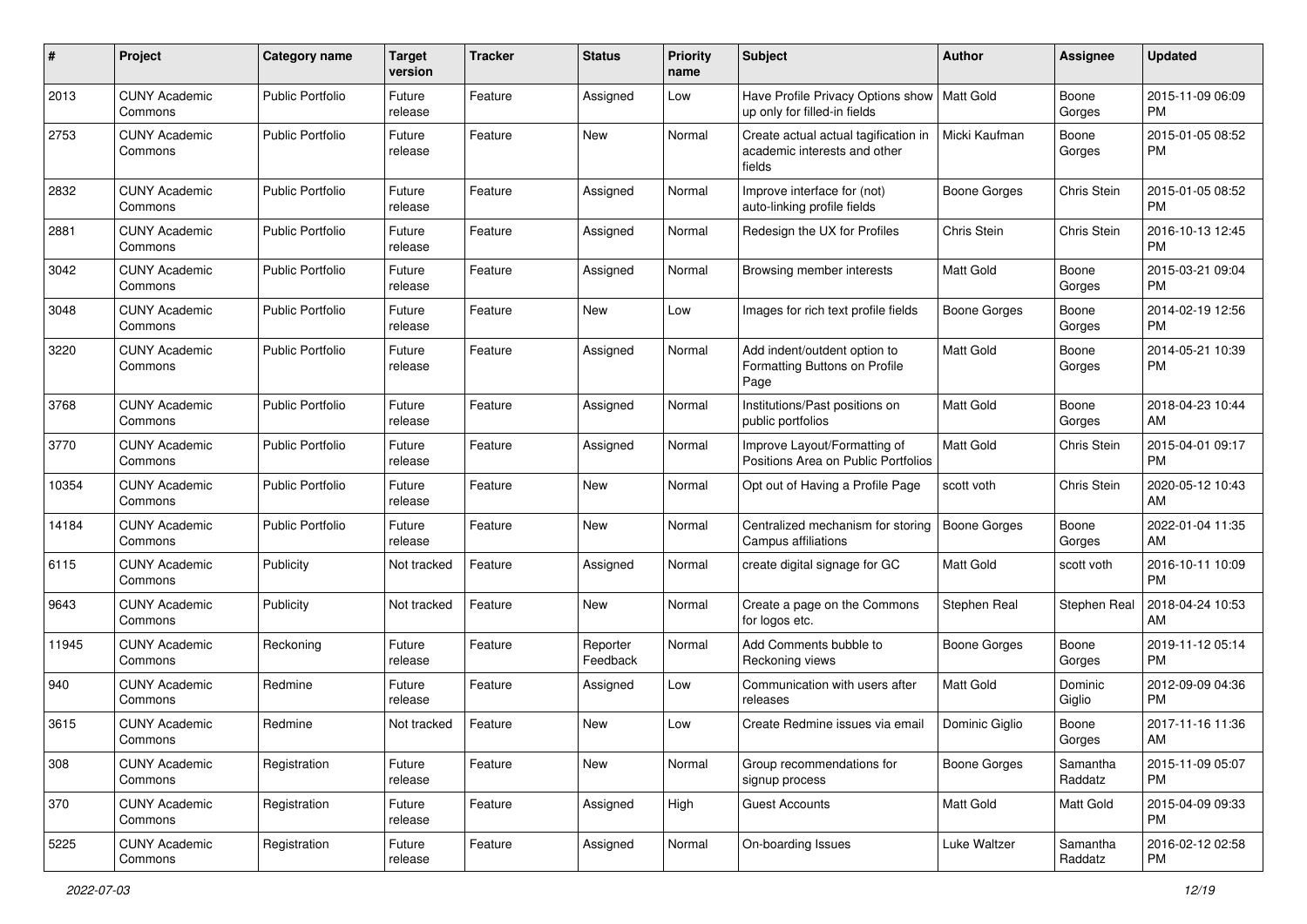| # | Project | Category name | Target version | Tracker | Status | Priority name | Subject | Author | Assignee | Updated |
|---|---|---|---|---|---|---|---|---|---|---|
| 2013 | CUNY Academic Commons | Public Portfolio | Future release | Feature | Assigned | Low | Have Profile Privacy Options show up only for filled-in fields | Matt Gold | Boone Gorges | 2015-11-09 06:09 PM |
| 2753 | CUNY Academic Commons | Public Portfolio | Future release | Feature | New | Normal | Create actual actual tagification in academic interests and other fields | Micki Kaufman | Boone Gorges | 2015-01-05 08:52 PM |
| 2832 | CUNY Academic Commons | Public Portfolio | Future release | Feature | Assigned | Normal | Improve interface for (not) auto-linking profile fields | Boone Gorges | Chris Stein | 2015-01-05 08:52 PM |
| 2881 | CUNY Academic Commons | Public Portfolio | Future release | Feature | Assigned | Normal | Redesign the UX for Profiles | Chris Stein | Chris Stein | 2016-10-13 12:45 PM |
| 3042 | CUNY Academic Commons | Public Portfolio | Future release | Feature | Assigned | Normal | Browsing member interests | Matt Gold | Boone Gorges | 2015-03-21 09:04 PM |
| 3048 | CUNY Academic Commons | Public Portfolio | Future release | Feature | New | Low | Images for rich text profile fields | Boone Gorges | Boone Gorges | 2014-02-19 12:56 PM |
| 3220 | CUNY Academic Commons | Public Portfolio | Future release | Feature | Assigned | Normal | Add indent/outdent option to Formatting Buttons on Profile Page | Matt Gold | Boone Gorges | 2014-05-21 10:39 PM |
| 3768 | CUNY Academic Commons | Public Portfolio | Future release | Feature | Assigned | Normal | Institutions/Past positions on public portfolios | Matt Gold | Boone Gorges | 2018-04-23 10:44 AM |
| 3770 | CUNY Academic Commons | Public Portfolio | Future release | Feature | Assigned | Normal | Improve Layout/Formatting of Positions Area on Public Portfolios | Matt Gold | Chris Stein | 2015-04-01 09:17 PM |
| 10354 | CUNY Academic Commons | Public Portfolio | Future release | Feature | New | Normal | Opt out of Having a Profile Page | scott voth | Chris Stein | 2020-05-12 10:43 AM |
| 14184 | CUNY Academic Commons | Public Portfolio | Future release | Feature | New | Normal | Centralized mechanism for storing Campus affiliations | Boone Gorges | Boone Gorges | 2022-01-04 11:35 AM |
| 6115 | CUNY Academic Commons | Publicity | Not tracked | Feature | Assigned | Normal | create digital signage for GC | Matt Gold | scott voth | 2016-10-11 10:09 PM |
| 9643 | CUNY Academic Commons | Publicity | Not tracked | Feature | New | Normal | Create a page on the Commons for logos etc. | Stephen Real | Stephen Real | 2018-04-24 10:53 AM |
| 11945 | CUNY Academic Commons | Reckoning | Future release | Feature | Reporter Feedback | Normal | Add Comments bubble to Reckoning views | Boone Gorges | Boone Gorges | 2019-11-12 05:14 PM |
| 940 | CUNY Academic Commons | Redmine | Future release | Feature | Assigned | Low | Communication with users after releases | Matt Gold | Dominic Giglio | 2012-09-09 04:36 PM |
| 3615 | CUNY Academic Commons | Redmine | Not tracked | Feature | New | Low | Create Redmine issues via email | Dominic Giglio | Boone Gorges | 2017-11-16 11:36 AM |
| 308 | CUNY Academic Commons | Registration | Future release | Feature | New | Normal | Group recommendations for signup process | Boone Gorges | Samantha Raddatz | 2015-11-09 05:07 PM |
| 370 | CUNY Academic Commons | Registration | Future release | Feature | Assigned | High | Guest Accounts | Matt Gold | Matt Gold | 2015-04-09 09:33 PM |
| 5225 | CUNY Academic Commons | Registration | Future release | Feature | Assigned | Normal | On-boarding Issues | Luke Waltzer | Samantha Raddatz | 2016-02-12 02:58 PM |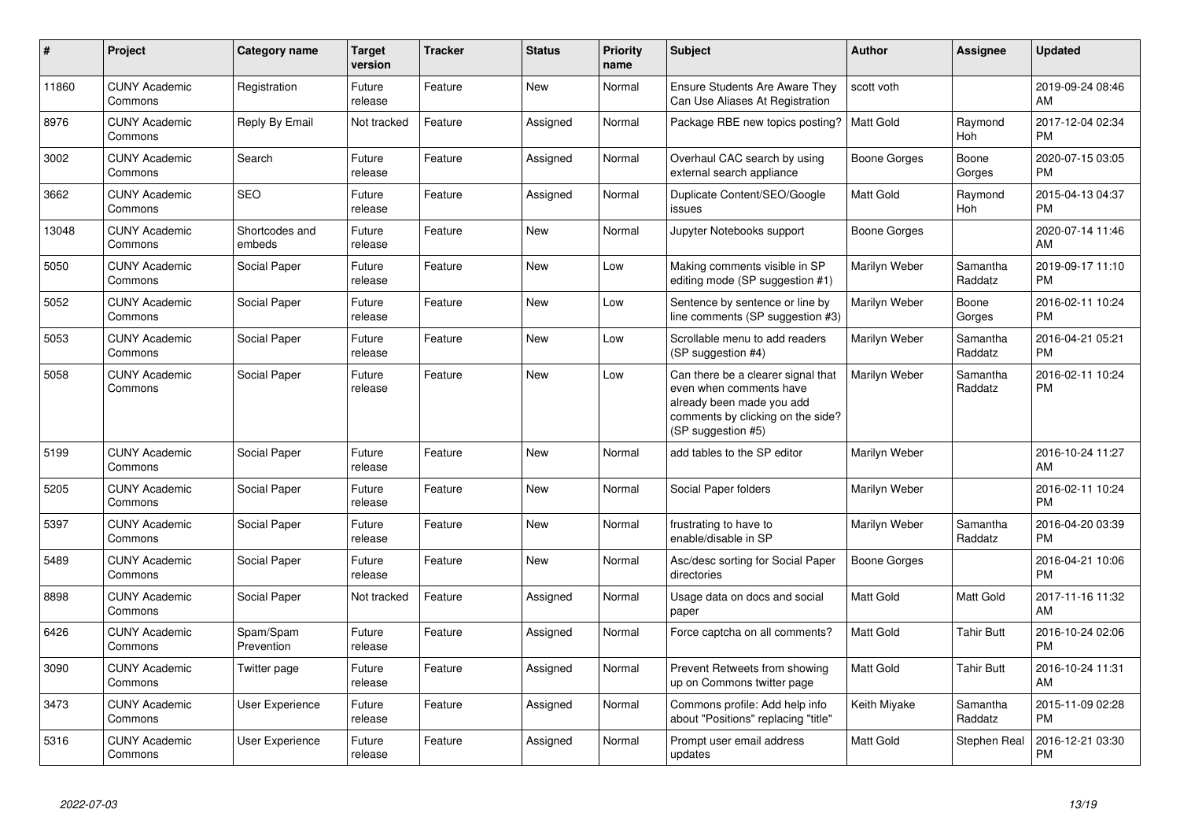| # | Project | Category name | Target version | Tracker | Status | Priority name | Subject | Author | Assignee | Updated |
|---|---|---|---|---|---|---|---|---|---|---|
| 11860 | CUNY Academic Commons | Registration | Future release | Feature | New | Normal | Ensure Students Are Aware They Can Use Aliases At Registration | scott voth | | 2019-09-24 08:46 AM |
| 8976 | CUNY Academic Commons | Reply By Email | Not tracked | Feature | Assigned | Normal | Package RBE new topics posting? | Matt Gold | Raymond Hoh | 2017-12-04 02:34 PM |
| 3002 | CUNY Academic Commons | Search | Future release | Feature | Assigned | Normal | Overhaul CAC search by using external search appliance | Boone Gorges | Boone Gorges | 2020-07-15 03:05 PM |
| 3662 | CUNY Academic Commons | SEO | Future release | Feature | Assigned | Normal | Duplicate Content/SEO/Google issues | Matt Gold | Raymond Hoh | 2015-04-13 04:37 PM |
| 13048 | CUNY Academic Commons | Shortcodes and embeds | Future release | Feature | New | Normal | Jupyter Notebooks support | Boone Gorges | | 2020-07-14 11:46 AM |
| 5050 | CUNY Academic Commons | Social Paper | Future release | Feature | New | Low | Making comments visible in SP editing mode (SP suggestion #1) | Marilyn Weber | Samantha Raddatz | 2019-09-17 11:10 PM |
| 5052 | CUNY Academic Commons | Social Paper | Future release | Feature | New | Low | Sentence by sentence or line by line comments (SP suggestion #3) | Marilyn Weber | Boone Gorges | 2016-02-11 10:24 PM |
| 5053 | CUNY Academic Commons | Social Paper | Future release | Feature | New | Low | Scrollable menu to add readers (SP suggestion #4) | Marilyn Weber | Samantha Raddatz | 2016-04-21 05:21 PM |
| 5058 | CUNY Academic Commons | Social Paper | Future release | Feature | New | Low | Can there be a clearer signal that even when comments have already been made you add comments by clicking on the side? (SP suggestion #5) | Marilyn Weber | Samantha Raddatz | 2016-02-11 10:24 PM |
| 5199 | CUNY Academic Commons | Social Paper | Future release | Feature | New | Normal | add tables to the SP editor | Marilyn Weber | | 2016-10-24 11:27 AM |
| 5205 | CUNY Academic Commons | Social Paper | Future release | Feature | New | Normal | Social Paper folders | Marilyn Weber | | 2016-02-11 10:24 PM |
| 5397 | CUNY Academic Commons | Social Paper | Future release | Feature | New | Normal | frustrating to have to enable/disable in SP | Marilyn Weber | Samantha Raddatz | 2016-04-20 03:39 PM |
| 5489 | CUNY Academic Commons | Social Paper | Future release | Feature | New | Normal | Asc/desc sorting for Social Paper directories | Boone Gorges | | 2016-04-21 10:06 PM |
| 8898 | CUNY Academic Commons | Social Paper | Not tracked | Feature | Assigned | Normal | Usage data on docs and social paper | Matt Gold | Matt Gold | 2017-11-16 11:32 AM |
| 6426 | CUNY Academic Commons | Spam/Spam Prevention | Future release | Feature | Assigned | Normal | Force captcha on all comments? | Matt Gold | Tahir Butt | 2016-10-24 02:06 PM |
| 3090 | CUNY Academic Commons | Twitter page | Future release | Feature | Assigned | Normal | Prevent Retweets from showing up on Commons twitter page | Matt Gold | Tahir Butt | 2016-10-24 11:31 AM |
| 3473 | CUNY Academic Commons | User Experience | Future release | Feature | Assigned | Normal | Commons profile: Add help info about "Positions" replacing "title" | Keith Miyake | Samantha Raddatz | 2015-11-09 02:28 PM |
| 5316 | CUNY Academic Commons | User Experience | Future release | Feature | Assigned | Normal | Prompt user email address updates | Matt Gold | Stephen Real | 2016-12-21 03:30 PM |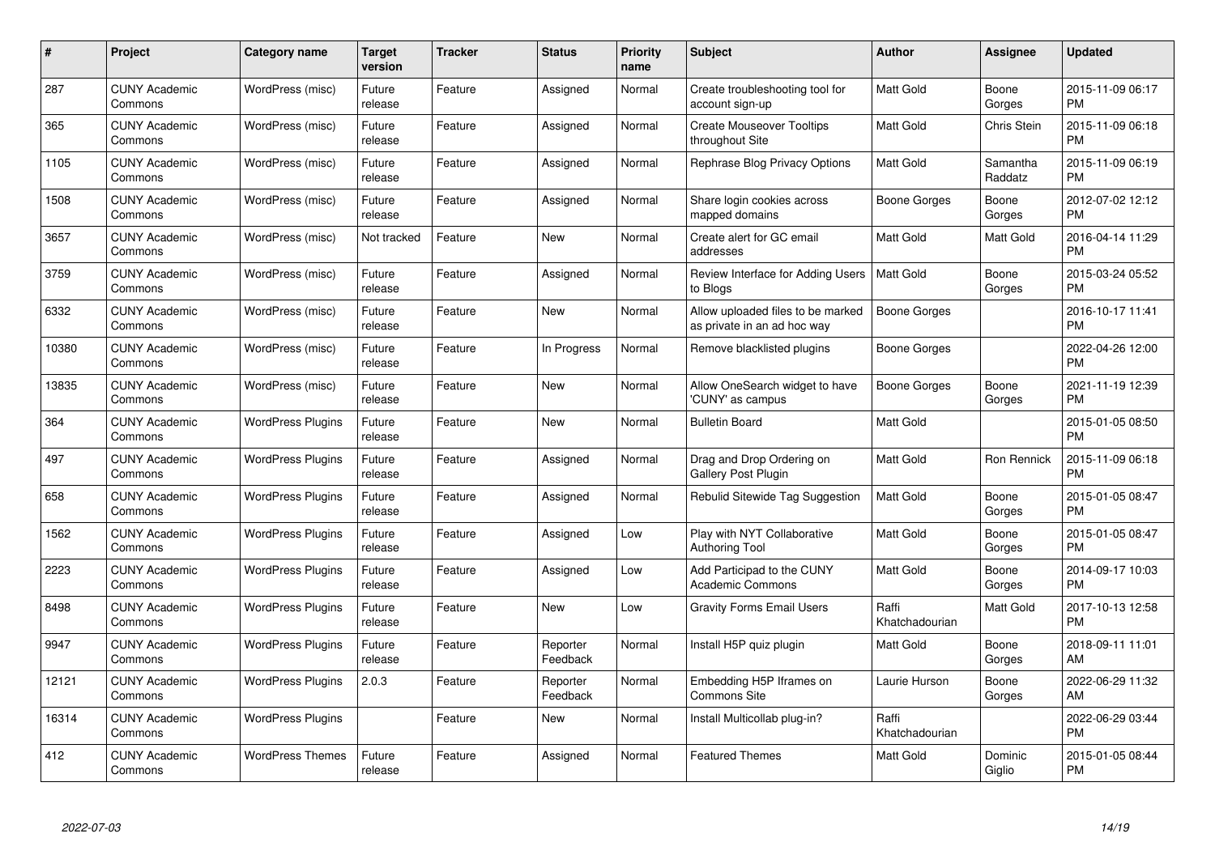| # | Project | Category name | Target version | Tracker | Status | Priority name | Subject | Author | Assignee | Updated |
|---|---|---|---|---|---|---|---|---|---|---|
| 287 | CUNY Academic Commons | WordPress (misc) | Future release | Feature | Assigned | Normal | Create troubleshooting tool for account sign-up | Matt Gold | Boone Gorges | 2015-11-09 06:17 PM |
| 365 | CUNY Academic Commons | WordPress (misc) | Future release | Feature | Assigned | Normal | Create Mouseover Tooltips throughout Site | Matt Gold | Chris Stein | 2015-11-09 06:18 PM |
| 1105 | CUNY Academic Commons | WordPress (misc) | Future release | Feature | Assigned | Normal | Rephrase Blog Privacy Options | Matt Gold | Samantha Raddatz | 2015-11-09 06:19 PM |
| 1508 | CUNY Academic Commons | WordPress (misc) | Future release | Feature | Assigned | Normal | Share login cookies across mapped domains | Boone Gorges | Boone Gorges | 2012-07-02 12:12 PM |
| 3657 | CUNY Academic Commons | WordPress (misc) | Not tracked | Feature | New | Normal | Create alert for GC email addresses | Matt Gold | Matt Gold | 2016-04-14 11:29 PM |
| 3759 | CUNY Academic Commons | WordPress (misc) | Future release | Feature | Assigned | Normal | Review Interface for Adding Users to Blogs | Matt Gold | Boone Gorges | 2015-03-24 05:52 PM |
| 6332 | CUNY Academic Commons | WordPress (misc) | Future release | Feature | New | Normal | Allow uploaded files to be marked as private in an ad hoc way | Boone Gorges | | 2016-10-17 11:41 PM |
| 10380 | CUNY Academic Commons | WordPress (misc) | Future release | Feature | In Progress | Normal | Remove blacklisted plugins | Boone Gorges | | 2022-04-26 12:00 PM |
| 13835 | CUNY Academic Commons | WordPress (misc) | Future release | Feature | New | Normal | Allow OneSearch widget to have 'CUNY' as campus | Boone Gorges | Boone Gorges | 2021-11-19 12:39 PM |
| 364 | CUNY Academic Commons | WordPress Plugins | Future release | Feature | New | Normal | Bulletin Board | Matt Gold | | 2015-01-05 08:50 PM |
| 497 | CUNY Academic Commons | WordPress Plugins | Future release | Feature | Assigned | Normal | Drag and Drop Ordering on Gallery Post Plugin | Matt Gold | Ron Rennick | 2015-11-09 06:18 PM |
| 658 | CUNY Academic Commons | WordPress Plugins | Future release | Feature | Assigned | Normal | Rebulid Sitewide Tag Suggestion | Matt Gold | Boone Gorges | 2015-01-05 08:47 PM |
| 1562 | CUNY Academic Commons | WordPress Plugins | Future release | Feature | Assigned | Low | Play with NYT Collaborative Authoring Tool | Matt Gold | Boone Gorges | 2015-01-05 08:47 PM |
| 2223 | CUNY Academic Commons | WordPress Plugins | Future release | Feature | Assigned | Low | Add Participad to the CUNY Academic Commons | Matt Gold | Boone Gorges | 2014-09-17 10:03 PM |
| 8498 | CUNY Academic Commons | WordPress Plugins | Future release | Feature | New | Low | Gravity Forms Email Users | Raffi Khatchadourian | Matt Gold | 2017-10-13 12:58 PM |
| 9947 | CUNY Academic Commons | WordPress Plugins | Future release | Feature | Reporter Feedback | Normal | Install H5P quiz plugin | Matt Gold | Boone Gorges | 2018-09-11 11:01 AM |
| 12121 | CUNY Academic Commons | WordPress Plugins | 2.0.3 | Feature | Reporter Feedback | Normal | Embedding H5P Iframes on Commons Site | Laurie Hurson | Boone Gorges | 2022-06-29 11:32 AM |
| 16314 | CUNY Academic Commons | WordPress Plugins | | Feature | New | Normal | Install Multicollab plug-in? | Raffi Khatchadourian | | 2022-06-29 03:44 PM |
| 412 | CUNY Academic Commons | WordPress Themes | Future release | Feature | Assigned | Normal | Featured Themes | Matt Gold | Dominic Giglio | 2015-01-05 08:44 PM |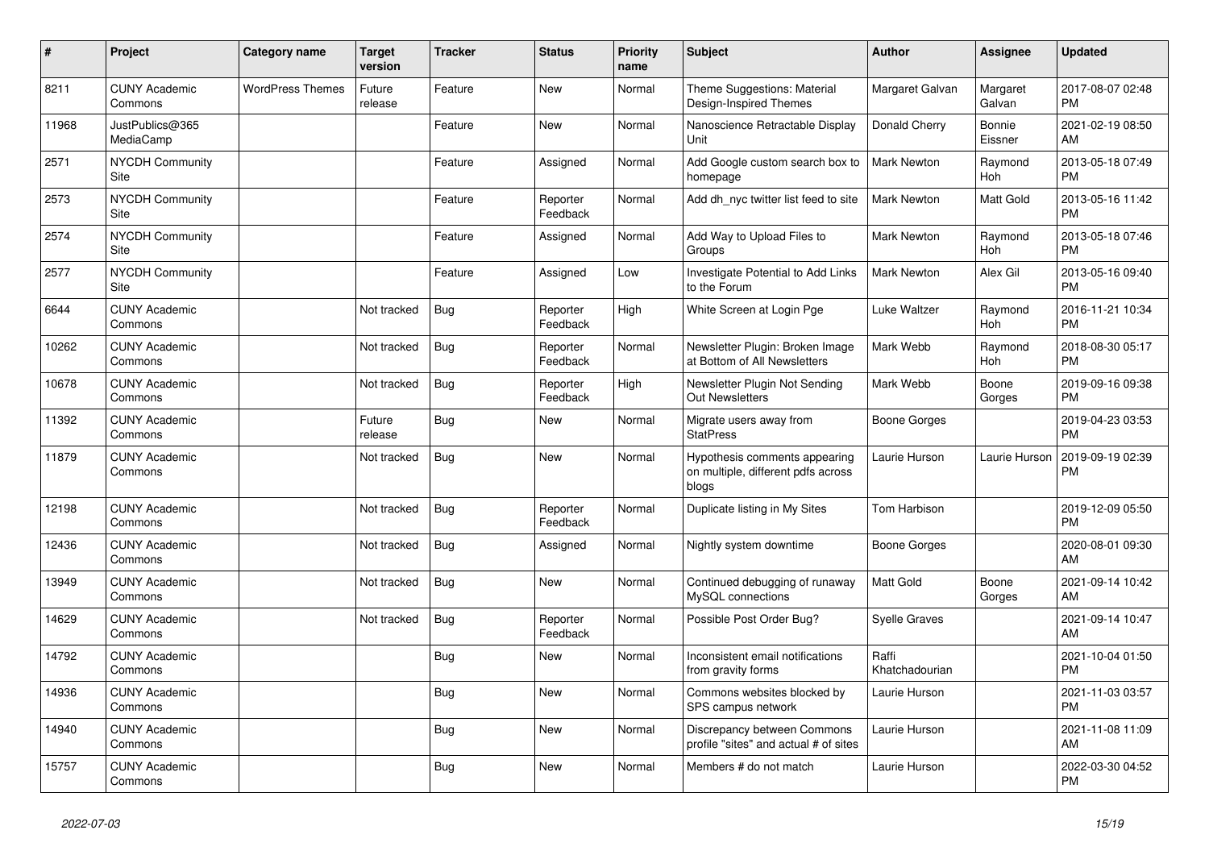| # | Project | Category name | Target version | Tracker | Status | Priority name | Subject | Author | Assignee | Updated |
|---|---|---|---|---|---|---|---|---|---|---|
| 8211 | CUNY Academic Commons | WordPress Themes | Future release | Feature | New | Normal | Theme Suggestions: Material Design-Inspired Themes | Margaret Galvan | Margaret Galvan | 2017-08-07 02:48 PM |
| 11968 | JustPublics@365 MediaCamp | | | Feature | New | Normal | Nanoscience Retractable Display Unit | Donald Cherry | Bonnie Eissner | 2021-02-19 08:50 AM |
| 2571 | NYCDH Community Site | | | Feature | Assigned | Normal | Add Google custom search box to homepage | Mark Newton | Raymond Hoh | 2013-05-18 07:49 PM |
| 2573 | NYCDH Community Site | | | Feature | Reporter Feedback | Normal | Add dh_nyc twitter list feed to site | Mark Newton | Matt Gold | 2013-05-16 11:42 PM |
| 2574 | NYCDH Community Site | | | Feature | Assigned | Normal | Add Way to Upload Files to Groups | Mark Newton | Raymond Hoh | 2013-05-18 07:46 PM |
| 2577 | NYCDH Community Site | | | Feature | Assigned | Low | Investigate Potential to Add Links to the Forum | Mark Newton | Alex Gil | 2013-05-16 09:40 PM |
| 6644 | CUNY Academic Commons | | Not tracked | Bug | Reporter Feedback | High | White Screen at Login Pge | Luke Waltzer | Raymond Hoh | 2016-11-21 10:34 PM |
| 10262 | CUNY Academic Commons | | Not tracked | Bug | Reporter Feedback | Normal | Newsletter Plugin: Broken Image at Bottom of All Newsletters | Mark Webb | Raymond Hoh | 2018-08-30 05:17 PM |
| 10678 | CUNY Academic Commons | | Not tracked | Bug | Reporter Feedback | High | Newsletter Plugin Not Sending Out Newsletters | Mark Webb | Boone Gorges | 2019-09-16 09:38 PM |
| 11392 | CUNY Academic Commons | | Future release | Bug | New | Normal | Migrate users away from StatPress | Boone Gorges | | 2019-04-23 03:53 PM |
| 11879 | CUNY Academic Commons | | Not tracked | Bug | New | Normal | Hypothesis comments appearing on multiple, different pdfs across blogs | Laurie Hurson | Laurie Hurson | 2019-09-19 02:39 PM |
| 12198 | CUNY Academic Commons | | Not tracked | Bug | Reporter Feedback | Normal | Duplicate listing in My Sites | Tom Harbison | | 2019-12-09 05:50 PM |
| 12436 | CUNY Academic Commons | | Not tracked | Bug | Assigned | Normal | Nightly system downtime | Boone Gorges | | 2020-08-01 09:30 AM |
| 13949 | CUNY Academic Commons | | Not tracked | Bug | New | Normal | Continued debugging of runaway MySQL connections | Matt Gold | Boone Gorges | 2021-09-14 10:42 AM |
| 14629 | CUNY Academic Commons | | Not tracked | Bug | Reporter Feedback | Normal | Possible Post Order Bug? | Syelle Graves | | 2021-09-14 10:47 AM |
| 14792 | CUNY Academic Commons | | | Bug | New | Normal | Inconsistent email notifications from gravity forms | Raffi Khatchadourian | | 2021-10-04 01:50 PM |
| 14936 | CUNY Academic Commons | | | Bug | New | Normal | Commons websites blocked by SPS campus network | Laurie Hurson | | 2021-11-03 03:57 PM |
| 14940 | CUNY Academic Commons | | | Bug | New | Normal | Discrepancy between Commons profile "sites" and actual # of sites | Laurie Hurson | | 2021-11-08 11:09 AM |
| 15757 | CUNY Academic Commons | | | Bug | New | Normal | Members # do not match | Laurie Hurson | | 2022-03-30 04:52 PM |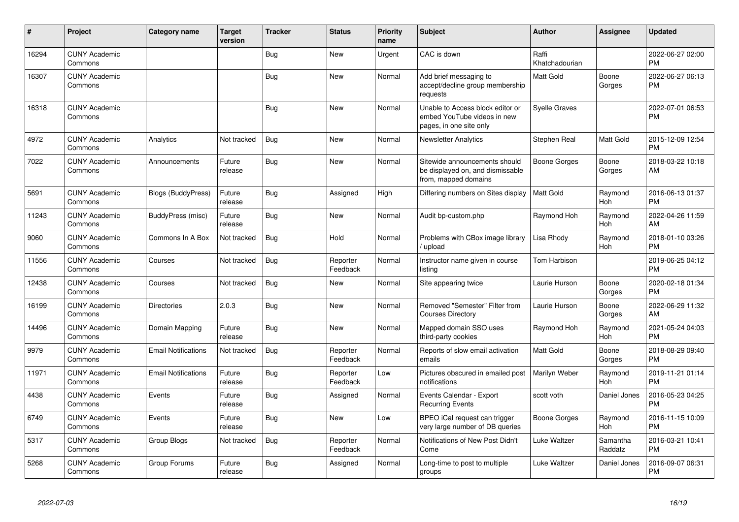| # | Project | Category name | Target version | Tracker | Status | Priority name | Subject | Author | Assignee | Updated |
|---|---|---|---|---|---|---|---|---|---|---|
| 16294 | CUNY Academic Commons | | | Bug | New | Urgent | CAC is down | Raffi Khatchadourian | | 2022-06-27 02:00 PM |
| 16307 | CUNY Academic Commons | | | Bug | New | Normal | Add brief messaging to accept/decline group membership requests | Matt Gold | Boone Gorges | 2022-06-27 06:13 PM |
| 16318 | CUNY Academic Commons | | | Bug | New | Normal | Unable to Access block editor or embed YouTube videos in new pages, in one site only | Syelle Graves | | 2022-07-01 06:53 PM |
| 4972 | CUNY Academic Commons | Analytics | Not tracked | Bug | New | Normal | Newsletter Analytics | Stephen Real | Matt Gold | 2015-12-09 12:54 PM |
| 7022 | CUNY Academic Commons | Announcements | Future release | Bug | New | Normal | Sitewide announcements should be displayed on, and dismissable from, mapped domains | Boone Gorges | Boone Gorges | 2018-03-22 10:18 AM |
| 5691 | CUNY Academic Commons | Blogs (BuddyPress) | Future release | Bug | Assigned | High | Differing numbers on Sites display | Matt Gold | Raymond Hoh | 2016-06-13 01:37 PM |
| 11243 | CUNY Academic Commons | BuddyPress (misc) | Future release | Bug | New | Normal | Audit bp-custom.php | Raymond Hoh | Raymond Hoh | 2022-04-26 11:59 AM |
| 9060 | CUNY Academic Commons | Commons In A Box | Not tracked | Bug | Hold | Normal | Problems with CBox image library / upload | Lisa Rhody | Raymond Hoh | 2018-01-10 03:26 PM |
| 11556 | CUNY Academic Commons | Courses | Not tracked | Bug | Reporter Feedback | Normal | Instructor name given in course listing | Tom Harbison | | 2019-06-25 04:12 PM |
| 12438 | CUNY Academic Commons | Courses | Not tracked | Bug | New | Normal | Site appearing twice | Laurie Hurson | Boone Gorges | 2020-02-18 01:34 PM |
| 16199 | CUNY Academic Commons | Directories | 2.0.3 | Bug | New | Normal | Removed "Semester" Filter from Courses Directory | Laurie Hurson | Boone Gorges | 2022-06-29 11:32 AM |
| 14496 | CUNY Academic Commons | Domain Mapping | Future release | Bug | New | Normal | Mapped domain SSO uses third-party cookies | Raymond Hoh | Raymond Hoh | 2021-05-24 04:03 PM |
| 9979 | CUNY Academic Commons | Email Notifications | Not tracked | Bug | Reporter Feedback | Normal | Reports of slow email activation emails | Matt Gold | Boone Gorges | 2018-08-29 09:40 PM |
| 11971 | CUNY Academic Commons | Email Notifications | Future release | Bug | Reporter Feedback | Low | Pictures obscured in emailed post notifications | Marilyn Weber | Raymond Hoh | 2019-11-21 01:14 PM |
| 4438 | CUNY Academic Commons | Events | Future release | Bug | Assigned | Normal | Events Calendar - Export Recurring Events | scott voth | Daniel Jones | 2016-05-23 04:25 PM |
| 6749 | CUNY Academic Commons | Events | Future release | Bug | New | Low | BPEO iCal request can trigger very large number of DB queries | Boone Gorges | Raymond Hoh | 2016-11-15 10:09 PM |
| 5317 | CUNY Academic Commons | Group Blogs | Not tracked | Bug | Reporter Feedback | Normal | Notifications of New Post Didn't Come | Luke Waltzer | Samantha Raddatz | 2016-03-21 10:41 PM |
| 5268 | CUNY Academic Commons | Group Forums | Future release | Bug | Assigned | Normal | Long-time to post to multiple groups | Luke Waltzer | Daniel Jones | 2016-09-07 06:31 PM |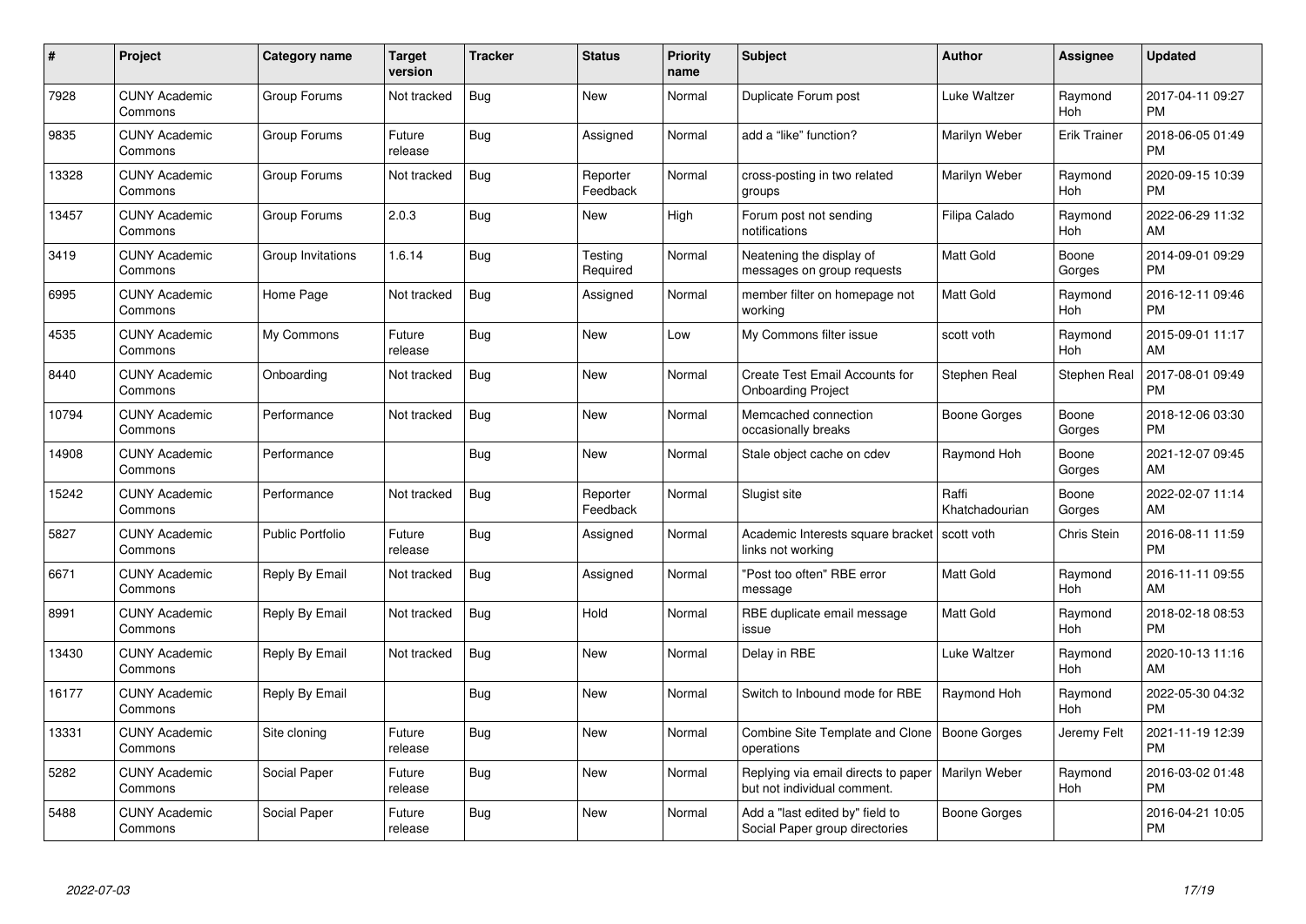| # | Project | Category name | Target version | Tracker | Status | Priority name | Subject | Author | Assignee | Updated |
|---|---|---|---|---|---|---|---|---|---|---|
| 7928 | CUNY Academic Commons | Group Forums | Not tracked | Bug | New | Normal | Duplicate Forum post | Luke Waltzer | Raymond Hoh | 2017-04-11 09:27 PM |
| 9835 | CUNY Academic Commons | Group Forums | Future release | Bug | Assigned | Normal | add a "like" function? | Marilyn Weber | Erik Trainer | 2018-06-05 01:49 PM |
| 13328 | CUNY Academic Commons | Group Forums | Not tracked | Bug | Reporter Feedback | Normal | cross-posting in two related groups | Marilyn Weber | Raymond Hoh | 2020-09-15 10:39 PM |
| 13457 | CUNY Academic Commons | Group Forums | 2.0.3 | Bug | New | High | Forum post not sending notifications | Filipa Calado | Raymond Hoh | 2022-06-29 11:32 AM |
| 3419 | CUNY Academic Commons | Group Invitations | 1.6.14 | Bug | Testing Required | Normal | Neatening the display of messages on group requests | Matt Gold | Boone Gorges | 2014-09-01 09:29 PM |
| 6995 | CUNY Academic Commons | Home Page | Not tracked | Bug | Assigned | Normal | member filter on homepage not working | Matt Gold | Raymond Hoh | 2016-12-11 09:46 PM |
| 4535 | CUNY Academic Commons | My Commons | Future release | Bug | New | Low | My Commons filter issue | scott voth | Raymond Hoh | 2015-09-01 11:17 AM |
| 8440 | CUNY Academic Commons | Onboarding | Not tracked | Bug | New | Normal | Create Test Email Accounts for Onboarding Project | Stephen Real | Stephen Real | 2017-08-01 09:49 PM |
| 10794 | CUNY Academic Commons | Performance | Not tracked | Bug | New | Normal | Memcached connection occasionally breaks | Boone Gorges | Boone Gorges | 2018-12-06 03:30 PM |
| 14908 | CUNY Academic Commons | Performance | | Bug | New | Normal | Stale object cache on cdev | Raymond Hoh | Boone Gorges | 2021-12-07 09:45 AM |
| 15242 | CUNY Academic Commons | Performance | Not tracked | Bug | Reporter Feedback | Normal | Slugist site | Raffi Khatchadourian | Boone Gorges | 2022-02-07 11:14 AM |
| 5827 | CUNY Academic Commons | Public Portfolio | Future release | Bug | Assigned | Normal | Academic Interests square bracket links not working | scott voth | Chris Stein | 2016-08-11 11:59 PM |
| 6671 | CUNY Academic Commons | Reply By Email | Not tracked | Bug | Assigned | Normal | "Post too often" RBE error message | Matt Gold | Raymond Hoh | 2016-11-11 09:55 AM |
| 8991 | CUNY Academic Commons | Reply By Email | Not tracked | Bug | Hold | Normal | RBE duplicate email message issue | Matt Gold | Raymond Hoh | 2018-02-18 08:53 PM |
| 13430 | CUNY Academic Commons | Reply By Email | Not tracked | Bug | New | Normal | Delay in RBE | Luke Waltzer | Raymond Hoh | 2020-10-13 11:16 AM |
| 16177 | CUNY Academic Commons | Reply By Email | | Bug | New | Normal | Switch to Inbound mode for RBE | Raymond Hoh | Raymond Hoh | 2022-05-30 04:32 PM |
| 13331 | CUNY Academic Commons | Site cloning | Future release | Bug | New | Normal | Combine Site Template and Clone operations | Boone Gorges | Jeremy Felt | 2021-11-19 12:39 PM |
| 5282 | CUNY Academic Commons | Social Paper | Future release | Bug | New | Normal | Replying via email directs to paper but not individual comment. | Marilyn Weber | Raymond Hoh | 2016-03-02 01:48 PM |
| 5488 | CUNY Academic Commons | Social Paper | Future release | Bug | New | Normal | Add a "last edited by" field to Social Paper group directories | Boone Gorges | | 2016-04-21 10:05 PM |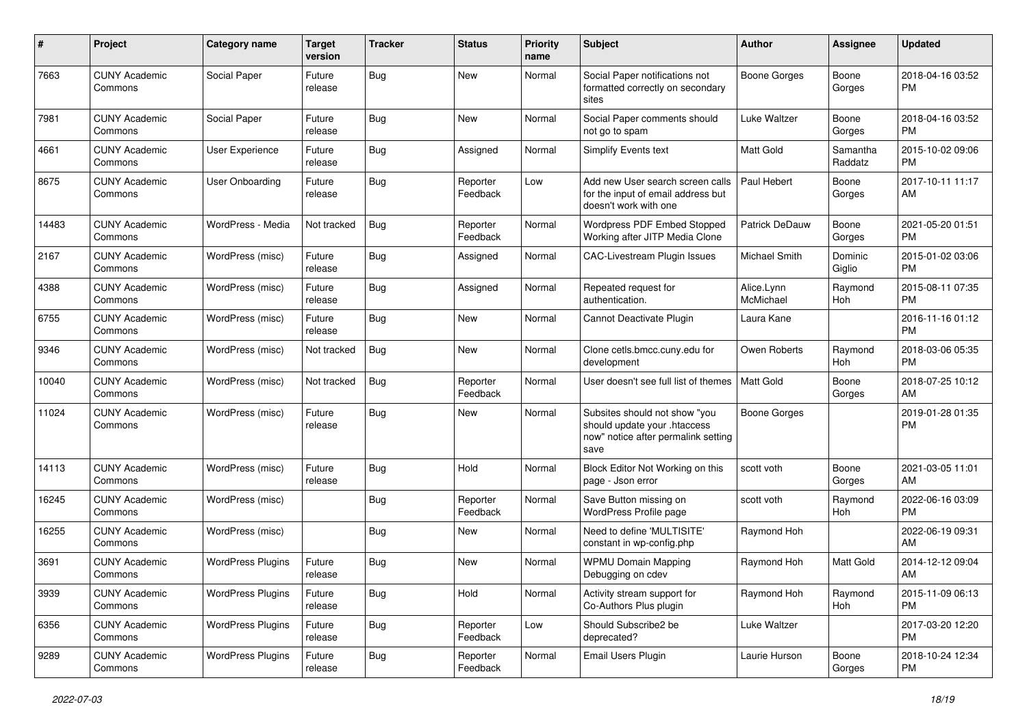| # | Project | Category name | Target version | Tracker | Status | Priority name | Subject | Author | Assignee | Updated |
|---|---|---|---|---|---|---|---|---|---|---|
| 7663 | CUNY Academic Commons | Social Paper | Future release | Bug | New | Normal | Social Paper notifications not formatted correctly on secondary sites | Boone Gorges | Boone Gorges | 2018-04-16 03:52 PM |
| 7981 | CUNY Academic Commons | Social Paper | Future release | Bug | New | Normal | Social Paper comments should not go to spam | Luke Waltzer | Boone Gorges | 2018-04-16 03:52 PM |
| 4661 | CUNY Academic Commons | User Experience | Future release | Bug | Assigned | Normal | Simplify Events text | Matt Gold | Samantha Raddatz | 2015-10-02 09:06 PM |
| 8675 | CUNY Academic Commons | User Onboarding | Future release | Bug | Reporter Feedback | Low | Add new User search screen calls for the input of email address but doesn't work with one | Paul Hebert | Boone Gorges | 2017-10-11 11:17 AM |
| 14483 | CUNY Academic Commons | WordPress - Media | Not tracked | Bug | Reporter Feedback | Normal | Wordpress PDF Embed Stopped Working after JITP Media Clone | Patrick DeDauw | Boone Gorges | 2021-05-20 01:51 PM |
| 2167 | CUNY Academic Commons | WordPress (misc) | Future release | Bug | Assigned | Normal | CAC-Livestream Plugin Issues | Michael Smith | Dominic Giglio | 2015-01-02 03:06 PM |
| 4388 | CUNY Academic Commons | WordPress (misc) | Future release | Bug | Assigned | Normal | Repeated request for authentication. | Alice.Lynn McMichael | Raymond Hoh | 2015-08-11 07:35 PM |
| 6755 | CUNY Academic Commons | WordPress (misc) | Future release | Bug | New | Normal | Cannot Deactivate Plugin | Laura Kane | | 2016-11-16 01:12 PM |
| 9346 | CUNY Academic Commons | WordPress (misc) | Not tracked | Bug | New | Normal | Clone cetls.bmcc.cuny.edu for development | Owen Roberts | Raymond Hoh | 2018-03-06 05:35 PM |
| 10040 | CUNY Academic Commons | WordPress (misc) | Not tracked | Bug | Reporter Feedback | Normal | User doesn't see full list of themes | Matt Gold | Boone Gorges | 2018-07-25 10:12 AM |
| 11024 | CUNY Academic Commons | WordPress (misc) | Future release | Bug | New | Normal | Subsites should not show "you should update your .htaccess now" notice after permalink setting save | Boone Gorges | | 2019-01-28 01:35 PM |
| 14113 | CUNY Academic Commons | WordPress (misc) | Future release | Bug | Hold | Normal | Block Editor Not Working on this page - Json error | scott voth | Boone Gorges | 2021-03-05 11:01 AM |
| 16245 | CUNY Academic Commons | WordPress (misc) | | Bug | Reporter Feedback | Normal | Save Button missing on WordPress Profile page | scott voth | Raymond Hoh | 2022-06-16 03:09 PM |
| 16255 | CUNY Academic Commons | WordPress (misc) | | Bug | New | Normal | Need to define 'MULTISITE' constant in wp-config.php | Raymond Hoh | | 2022-06-19 09:31 AM |
| 3691 | CUNY Academic Commons | WordPress Plugins | Future release | Bug | New | Normal | WPMU Domain Mapping Debugging on cdev | Raymond Hoh | Matt Gold | 2014-12-12 09:04 AM |
| 3939 | CUNY Academic Commons | WordPress Plugins | Future release | Bug | Hold | Normal | Activity stream support for Co-Authors Plus plugin | Raymond Hoh | Raymond Hoh | 2015-11-09 06:13 PM |
| 6356 | CUNY Academic Commons | WordPress Plugins | Future release | Bug | Reporter Feedback | Low | Should Subscribe2 be deprecated? | Luke Waltzer | | 2017-03-20 12:20 PM |
| 9289 | CUNY Academic Commons | WordPress Plugins | Future release | Bug | Reporter Feedback | Normal | Email Users Plugin | Laurie Hurson | Boone Gorges | 2018-10-24 12:34 PM |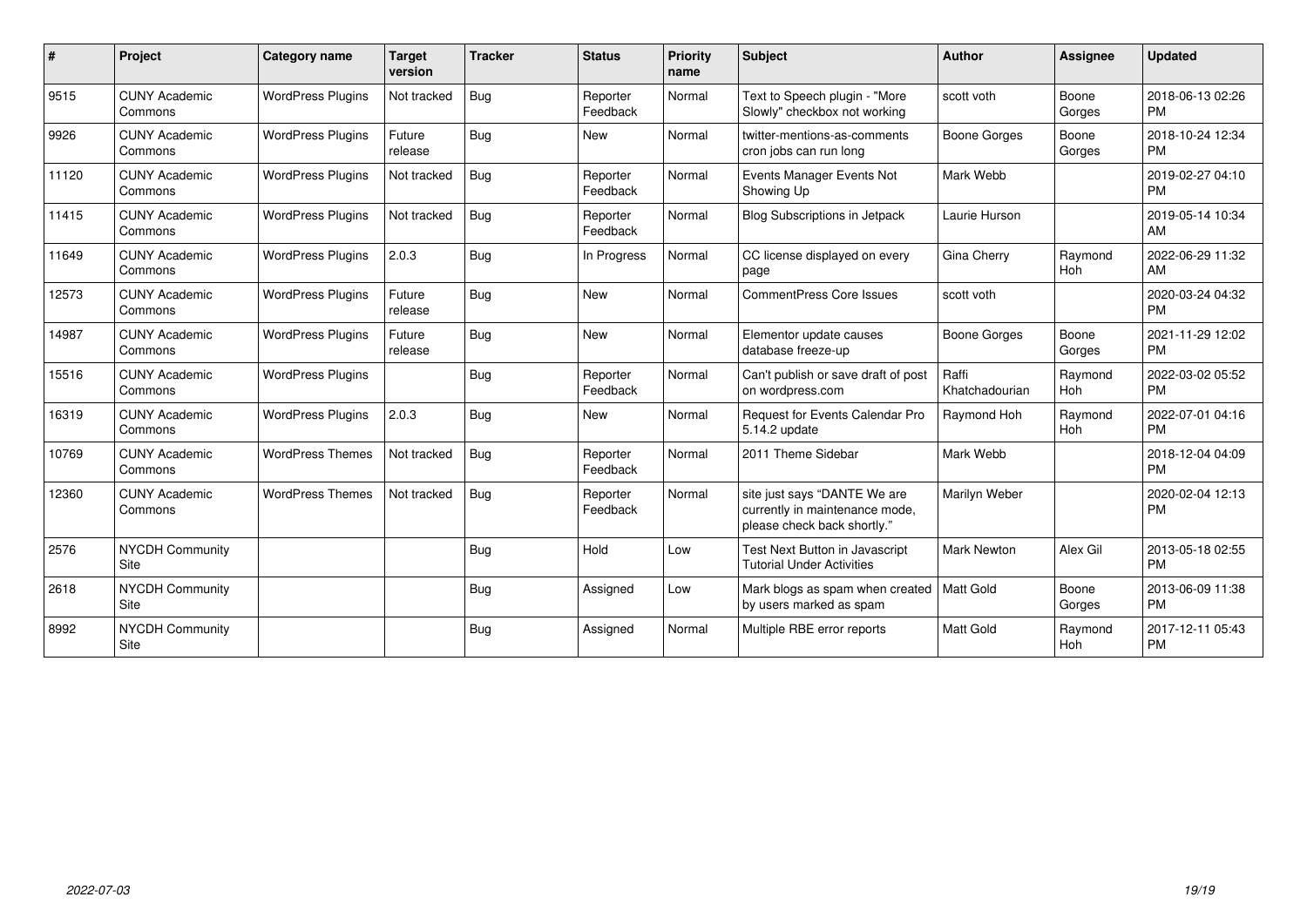| # | Project | Category name | Target version | Tracker | Status | Priority name | Subject | Author | Assignee | Updated |
|---|---|---|---|---|---|---|---|---|---|---|
| 9515 | CUNY Academic Commons | WordPress Plugins | Not tracked | Bug | Reporter Feedback | Normal | Text to Speech plugin - "More Slowly" checkbox not working | scott voth | Boone Gorges | 2018-06-13 02:26 PM |
| 9926 | CUNY Academic Commons | WordPress Plugins | Future release | Bug | New | Normal | twitter-mentions-as-comments cron jobs can run long | Boone Gorges | Boone Gorges | 2018-10-24 12:34 PM |
| 11120 | CUNY Academic Commons | WordPress Plugins | Not tracked | Bug | Reporter Feedback | Normal | Events Manager Events Not Showing Up | Mark Webb | | 2019-02-27 04:10 PM |
| 11415 | CUNY Academic Commons | WordPress Plugins | Not tracked | Bug | Reporter Feedback | Normal | Blog Subscriptions in Jetpack | Laurie Hurson | | 2019-05-14 10:34 AM |
| 11649 | CUNY Academic Commons | WordPress Plugins | 2.0.3 | Bug | In Progress | Normal | CC license displayed on every page | Gina Cherry | Raymond Hoh | 2022-06-29 11:32 AM |
| 12573 | CUNY Academic Commons | WordPress Plugins | Future release | Bug | New | Normal | CommentPress Core Issues | scott voth | | 2020-03-24 04:32 PM |
| 14987 | CUNY Academic Commons | WordPress Plugins | Future release | Bug | New | Normal | Elementor update causes database freeze-up | Boone Gorges | Boone Gorges | 2021-11-29 12:02 PM |
| 15516 | CUNY Academic Commons | WordPress Plugins | | Bug | Reporter Feedback | Normal | Can't publish or save draft of post on wordpress.com | Raffi Khatchadourian | Raymond Hoh | 2022-03-02 05:52 PM |
| 16319 | CUNY Academic Commons | WordPress Plugins | 2.0.3 | Bug | New | Normal | Request for Events Calendar Pro 5.14.2 update | Raymond Hoh | Raymond Hoh | 2022-07-01 04:16 PM |
| 10769 | CUNY Academic Commons | WordPress Themes | Not tracked | Bug | Reporter Feedback | Normal | 2011 Theme Sidebar | Mark Webb | | 2018-12-04 04:09 PM |
| 12360 | CUNY Academic Commons | WordPress Themes | Not tracked | Bug | Reporter Feedback | Normal | site just says "DANTE We are currently in maintenance mode, please check back shortly." | Marilyn Weber | | 2020-02-04 12:13 PM |
| 2576 | NYCDH Community Site | | | Bug | Hold | Low | Test Next Button in Javascript Tutorial Under Activities | Mark Newton | Alex Gil | 2013-05-18 02:55 PM |
| 2618 | NYCDH Community Site | | | Bug | Assigned | Low | Mark blogs as spam when created by users marked as spam | Matt Gold | Boone Gorges | 2013-06-09 11:38 PM |
| 8992 | NYCDH Community Site | | | Bug | Assigned | Normal | Multiple RBE error reports | Matt Gold | Raymond Hoh | 2017-12-11 05:43 PM |